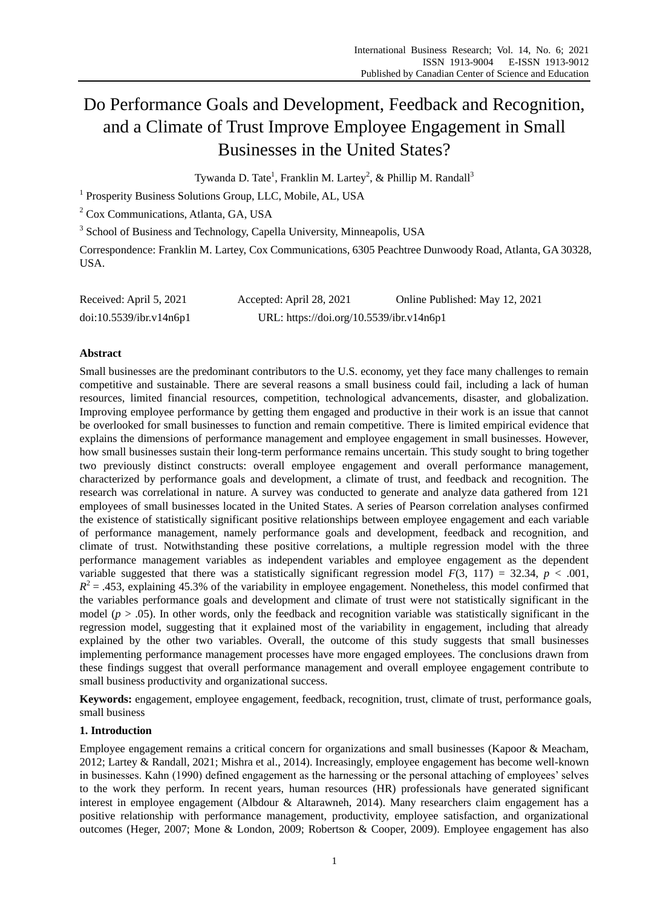# Do Performance Goals and Development, Feedback and Recognition, and a Climate of Trust Improve Employee Engagement in Small Businesses in the United States?

Tywanda D. Tate[1], Franklin M. Lartey[2], & Phillip M. Randall[3]

[1] Prosperity Business Solutions Group, LLC, Mobile, AL, USA

[2] Cox Communications, Atlanta, GA, USA

[3] School of Business and Technology, Capella University, Minneapolis, USA

Correspondence: Franklin M. Lartey, Cox Communications, 6305 Peachtree Dunwoody Road, Atlanta, GA 30328, USA.

Received: April 5, 2021 Accepted: April 28, 2021 Online Published: May 12, 2021

doi:10.5539/ibr.v14n6p1 URL: https://doi.org/10.5539/ibr.v14n6p1

## Abstract

Small businesses are the predominant contributors to the U.S. economy, yet they face many challenges to remain competitive and sustainable. There are several reasons a small business could fail, including a lack of human resources, limited financial resources, competition, technological advancements, disaster, and globalization. Improving employee performance by getting them engaged and productive in their work is an issue that cannot be overlooked for small businesses to function and remain competitive. There is limited empirical evidence that explains the dimensions of performance management and employee engagement in small businesses. However, how small businesses sustain their long-term performance remains uncertain. This study sought to bring together two previously distinct constructs: overall employee engagement and overall performance management, characterized by performance goals and development, a climate of trust, and feedback and recognition. The research was correlational in nature. A survey was conducted to generate and analyze data gathered from 121 employees of small businesses located in the United States. A series of Pearson correlation analyses confirmed the existence of statistically significant positive relationships between employee engagement and each variable of performance management, namely performance goals and development, feedback and recognition, and climate of trust. Notwithstanding these positive correlations, a multiple regression model with the three performance management variables as independent variables and employee engagement as the dependent variable suggested that there was a statistically significant regression model $F(3, 117) = 32.34$, $p < .001$, $R^2 = .453$, explaining 45.3% of the variability in employee engagement. Nonetheless, this model confirmed that the variables performance goals and development and climate of trust were not statistically significant in the model ($p > .05$). In other words, only the feedback and recognition variable was statistically significant in the regression model, suggesting that it explained most of the variability in engagement, including that already explained by the other two variables. Overall, the outcome of this study suggests that small businesses implementing performance management processes have more engaged employees. The conclusions drawn from these findings suggest that overall performance management and overall employee engagement contribute to small business productivity and organizational success.

**Keywords:** engagement, employee engagement, feedback, recognition, trust, climate of trust, performance goals, small business

## 1. Introduction

Employee engagement remains a critical concern for organizations and small businesses (Kapoor & Meacham, 2012; Lartey & Randall, 2021; Mishra et al., 2014). Increasingly, employee engagement has become well-known in businesses. Kahn (1990) defined engagement as the harnessing or the personal attaching of employees' selves to the work they perform. In recent years, human resources (HR) professionals have generated significant interest in employee engagement (Albdour & Altarawneh, 2014). Many researchers claim engagement has a positive relationship with performance management, productivity, employee satisfaction, and organizational outcomes (Heger, 2007; Mone & London, 2009; Robertson & Cooper, 2009). Employee engagement has also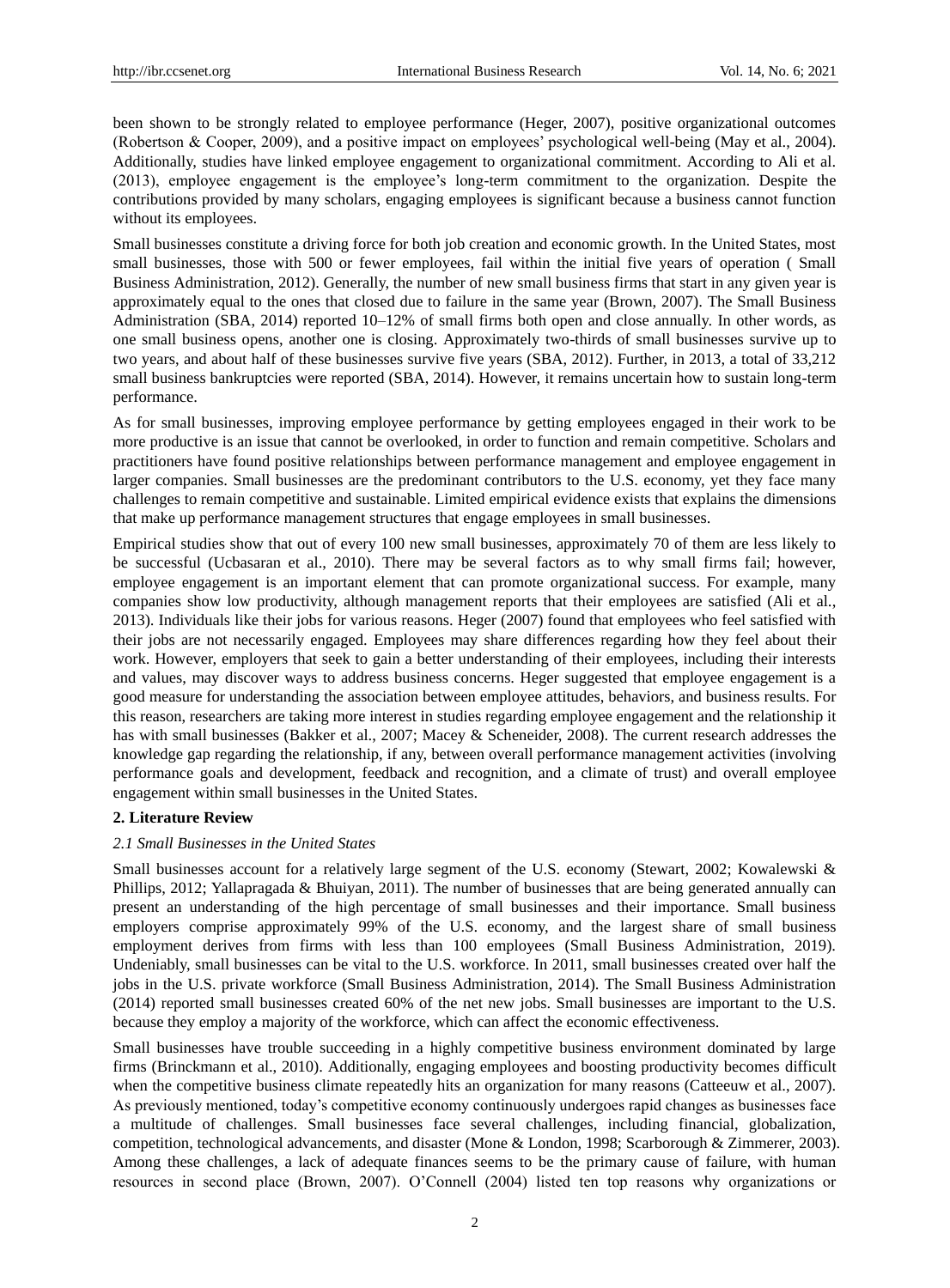been shown to be strongly related to employee performance (Heger, 2007), positive organizational outcomes (Robertson & Cooper, 2009), and a positive impact on employees' psychological well-being (May et al., 2004). Additionally, studies have linked employee engagement to organizational commitment. According to Ali et al. (2013), employee engagement is the employee's long-term commitment to the organization. Despite the contributions provided by many scholars, engaging employees is significant because a business cannot function without its employees.

Small businesses constitute a driving force for both job creation and economic growth. In the United States, most small businesses, those with 500 or fewer employees, fail within the initial five years of operation ( Small Business Administration, 2012). Generally, the number of new small business firms that start in any given year is approximately equal to the ones that closed due to failure in the same year (Brown, 2007). The Small Business Administration (SBA, 2014) reported 10–12% of small firms both open and close annually. In other words, as one small business opens, another one is closing. Approximately two-thirds of small businesses survive up to two years, and about half of these businesses survive five years (SBA, 2012). Further, in 2013, a total of 33,212 small business bankruptcies were reported (SBA, 2014). However, it remains uncertain how to sustain long-term performance.

As for small businesses, improving employee performance by getting employees engaged in their work to be more productive is an issue that cannot be overlooked, in order to function and remain competitive. Scholars and practitioners have found positive relationships between performance management and employee engagement in larger companies. Small businesses are the predominant contributors to the U.S. economy, yet they face many challenges to remain competitive and sustainable. Limited empirical evidence exists that explains the dimensions that make up performance management structures that engage employees in small businesses.

Empirical studies show that out of every 100 new small businesses, approximately 70 of them are less likely to be successful (Ucbasaran et al., 2010). There may be several factors as to why small firms fail; however, employee engagement is an important element that can promote organizational success. For example, many companies show low productivity, although management reports that their employees are satisfied (Ali et al., 2013). Individuals like their jobs for various reasons. Heger (2007) found that employees who feel satisfied with their jobs are not necessarily engaged. Employees may share differences regarding how they feel about their work. However, employers that seek to gain a better understanding of their employees, including their interests and values, may discover ways to address business concerns. Heger suggested that employee engagement is a good measure for understanding the association between employee attitudes, behaviors, and business results. For this reason, researchers are taking more interest in studies regarding employee engagement and the relationship it has with small businesses (Bakker et al., 2007; Macey & Scheneider, 2008). The current research addresses the knowledge gap regarding the relationship, if any, between overall performance management activities (involving performance goals and development, feedback and recognition, and a climate of trust) and overall employee engagement within small businesses in the United States.

## 2. Literature Review

### *2.1 Small Businesses in the United States*

Small businesses account for a relatively large segment of the U.S. economy (Stewart, 2002; Kowalewski & Phillips, 2012; Yallapragada & Bhuiyan, 2011). The number of businesses that are being generated annually can present an understanding of the high percentage of small businesses and their importance. Small business employers comprise approximately 99% of the U.S. economy, and the largest share of small business employment derives from firms with less than 100 employees (Small Business Administration, 2019). Undeniably, small businesses can be vital to the U.S. workforce. In 2011, small businesses created over half the jobs in the U.S. private workforce (Small Business Administration, 2014). The Small Business Administration (2014) reported small businesses created 60% of the net new jobs. Small businesses are important to the U.S. because they employ a majority of the workforce, which can affect the economic effectiveness.

Small businesses have trouble succeeding in a highly competitive business environment dominated by large firms (Brinckmann et al., 2010). Additionally, engaging employees and boosting productivity becomes difficult when the competitive business climate repeatedly hits an organization for many reasons (Catteeuw et al., 2007). As previously mentioned, today's competitive economy continuously undergoes rapid changes as businesses face a multitude of challenges. Small businesses face several challenges, including financial, globalization, competition, technological advancements, and disaster (Mone & London, 1998; Scarborough & Zimmerer, 2003). Among these challenges, a lack of adequate finances seems to be the primary cause of failure, with human resources in second place (Brown, 2007). O'Connell (2004) listed ten top reasons why organizations or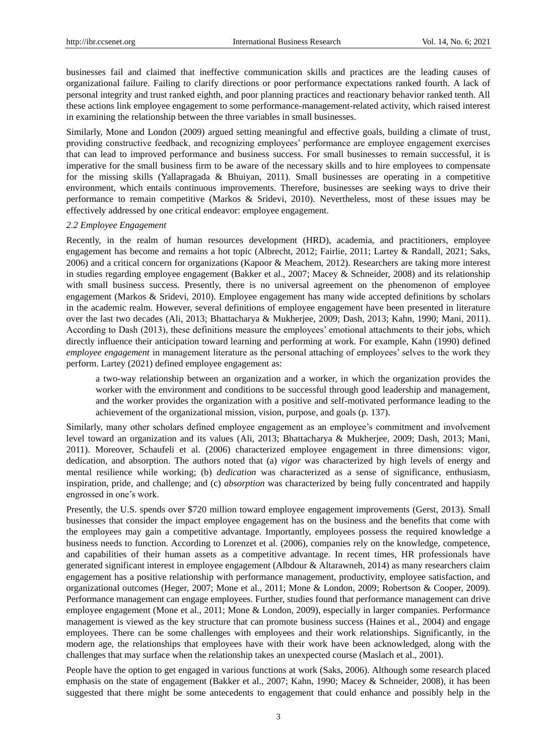businesses fail and claimed that ineffective communication skills and practices are the leading causes of organizational failure. Failing to clarify directions or poor performance expectations ranked fourth. A lack of personal integrity and trust ranked eighth, and poor planning practices and reactionary behavior ranked tenth. All these actions link employee engagement to some performance-management-related activity, which raised interest in examining the relationship between the three variables in small businesses.

Similarly, Mone and London (2009) argued setting meaningful and effective goals, building a climate of trust, providing constructive feedback, and recognizing employees' performance are employee engagement exercises that can lead to improved performance and business success. For small businesses to remain successful, it is imperative for the small business firm to be aware of the necessary skills and to hire employees to compensate for the missing skills (Yallapragada & Bhuiyan, 2011). Small businesses are operating in a competitive environment, which entails continuous improvements. Therefore, businesses are seeking ways to drive their performance to remain competitive (Markos & Sridevi, 2010). Nevertheless, most of these issues may be effectively addressed by one critical endeavor: employee engagement.

### *2.2 Employee Engagement*

Recently, in the realm of human resources development (HRD), academia, and practitioners, employee engagement has become and remains a hot topic (Albrecht, 2012; Fairlie, 2011; Lartey & Randall, 2021; Saks, 2006) and a critical concern for organizations (Kapoor & Meachem, 2012). Researchers are taking more interest in studies regarding employee engagement (Bakker et al., 2007; Macey & Schneider, 2008) and its relationship with small business success. Presently, there is no universal agreement on the phenomenon of employee engagement (Markos & Sridevi, 2010). Employee engagement has many wide accepted definitions by scholars in the academic realm. However, several definitions of employee engagement have been presented in literature over the last two decades (Ali, 2013; Bhattacharya & Mukherjee, 2009; Dash, 2013; Kahn, 1990; Mani, 2011). According to Dash (2013), these definitions measure the employees' emotional attachments to their jobs, which directly influence their anticipation toward learning and performing at work. For example, Kahn (1990) defined *employee engagement* in management literature as the personal attaching of employees' selves to the work they perform. Lartey (2021) defined employee engagement as:

> a two-way relationship between an organization and a worker, in which the organization provides the worker with the environment and conditions to be successful through good leadership and management, and the worker provides the organization with a positive and self-motivated performance leading to the achievement of the organizational mission, vision, purpose, and goals (p. 137).

Similarly, many other scholars defined employee engagement as an employee's commitment and involvement level toward an organization and its values (Ali, 2013; Bhattacharya & Mukherjee, 2009; Dash, 2013; Mani, 2011). Moreover, Schaufeli et al. (2006) characterized employee engagement in three dimensions: vigor, dedication, and absorption. The authors noted that (a) *vigor* was characterized by high levels of energy and mental resilience while working; (b) *dedication* was characterized as a sense of significance, enthusiasm, inspiration, pride, and challenge; and (c) *absorption* was characterized by being fully concentrated and happily engrossed in one's work.

Presently, the U.S. spends over $720 million toward employee engagement improvements (Gerst, 2013). Small businesses that consider the impact employee engagement has on the business and the benefits that come with the employees may gain a competitive advantage. Importantly, employees possess the required knowledge a business needs to function. According to Lorenzet et al. (2006), companies rely on the knowledge, competence, and capabilities of their human assets as a competitive advantage. In recent times, HR professionals have generated significant interest in employee engagement (Albdour & Altarawneh, 2014) as many researchers claim engagement has a positive relationship with performance management, productivity, employee satisfaction, and organizational outcomes (Heger, 2007; Mone et al., 2011; Mone & London, 2009; Robertson & Cooper, 2009). Performance management can engage employees. Further, studies found that performance management can drive employee engagement (Mone et al., 2011; Mone & London, 2009), especially in larger companies. Performance management is viewed as the key structure that can promote business success (Haines et al., 2004) and engage employees. There can be some challenges with employees and their work relationships. Significantly, in the modern age, the relationships that employees have with their work have been acknowledged, along with the challenges that may surface when the relationship takes an unexpected course (Maslach et al., 2001).

People have the option to get engaged in various functions at work (Saks, 2006). Although some research placed emphasis on the state of engagement (Bakker et al., 2007; Kahn, 1990; Macey & Schneider, 2008), it has been suggested that there might be some antecedents to engagement that could enhance and possibly help in the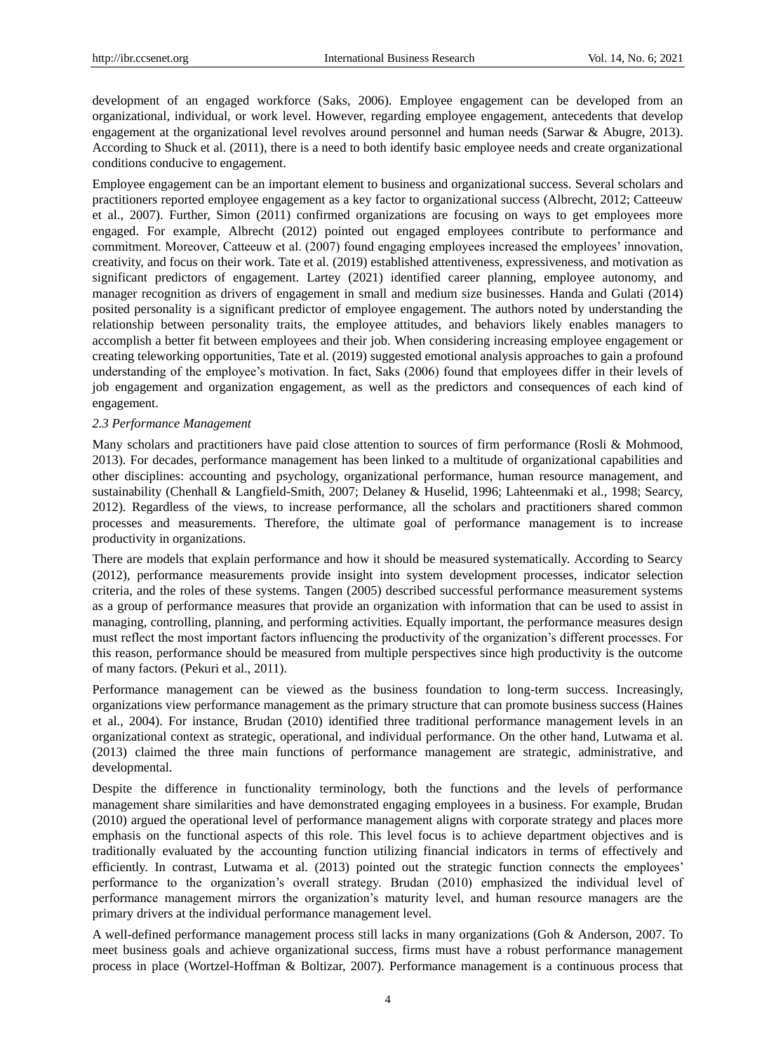development of an engaged workforce (Saks, 2006). Employee engagement can be developed from an organizational, individual, or work level. However, regarding employee engagement, antecedents that develop engagement at the organizational level revolves around personnel and human needs (Sarwar & Abugre, 2013). According to Shuck et al. (2011), there is a need to both identify basic employee needs and create organizational conditions conducive to engagement.

Employee engagement can be an important element to business and organizational success. Several scholars and practitioners reported employee engagement as a key factor to organizational success (Albrecht, 2012; Catteeuw et al., 2007). Further, Simon (2011) confirmed organizations are focusing on ways to get employees more engaged. For example, Albrecht (2012) pointed out engaged employees contribute to performance and commitment. Moreover, Catteeuw et al. (2007) found engaging employees increased the employees' innovation, creativity, and focus on their work. Tate et al. (2019) established attentiveness, expressiveness, and motivation as significant predictors of engagement. Lartey (2021) identified career planning, employee autonomy, and manager recognition as drivers of engagement in small and medium size businesses. Handa and Gulati (2014) posited personality is a significant predictor of employee engagement. The authors noted by understanding the relationship between personality traits, the employee attitudes, and behaviors likely enables managers to accomplish a better fit between employees and their job. When considering increasing employee engagement or creating teleworking opportunities, Tate et al. (2019) suggested emotional analysis approaches to gain a profound understanding of the employee's motivation. In fact, Saks (2006) found that employees differ in their levels of job engagement and organization engagement, as well as the predictors and consequences of each kind of engagement.

### *2.3 Performance Management*

Many scholars and practitioners have paid close attention to sources of firm performance (Rosli & Mohmood, 2013). For decades, performance management has been linked to a multitude of organizational capabilities and other disciplines: accounting and psychology, organizational performance, human resource management, and sustainability (Chenhall & Langfield-Smith, 2007; Delaney & Huselid, 1996; Lahteenmaki et al., 1998; Searcy, 2012). Regardless of the views, to increase performance, all the scholars and practitioners shared common processes and measurements. Therefore, the ultimate goal of performance management is to increase productivity in organizations.

There are models that explain performance and how it should be measured systematically. According to Searcy (2012), performance measurements provide insight into system development processes, indicator selection criteria, and the roles of these systems. Tangen (2005) described successful performance measurement systems as a group of performance measures that provide an organization with information that can be used to assist in managing, controlling, planning, and performing activities. Equally important, the performance measures design must reflect the most important factors influencing the productivity of the organization's different processes. For this reason, performance should be measured from multiple perspectives since high productivity is the outcome of many factors. (Pekuri et al., 2011).

Performance management can be viewed as the business foundation to long-term success. Increasingly, organizations view performance management as the primary structure that can promote business success (Haines et al., 2004). For instance, Brudan (2010) identified three traditional performance management levels in an organizational context as strategic, operational, and individual performance. On the other hand, Lutwama et al. (2013) claimed the three main functions of performance management are strategic, administrative, and developmental.

Despite the difference in functionality terminology, both the functions and the levels of performance management share similarities and have demonstrated engaging employees in a business. For example, Brudan (2010) argued the operational level of performance management aligns with corporate strategy and places more emphasis on the functional aspects of this role. This level focus is to achieve department objectives and is traditionally evaluated by the accounting function utilizing financial indicators in terms of effectively and efficiently. In contrast, Lutwama et al. (2013) pointed out the strategic function connects the employees' performance to the organization's overall strategy. Brudan (2010) emphasized the individual level of performance management mirrors the organization's maturity level, and human resource managers are the primary drivers at the individual performance management level.

A well-defined performance management process still lacks in many organizations (Goh & Anderson, 2007. To meet business goals and achieve organizational success, firms must have a robust performance management process in place (Wortzel-Hoffman & Boltizar, 2007). Performance management is a continuous process that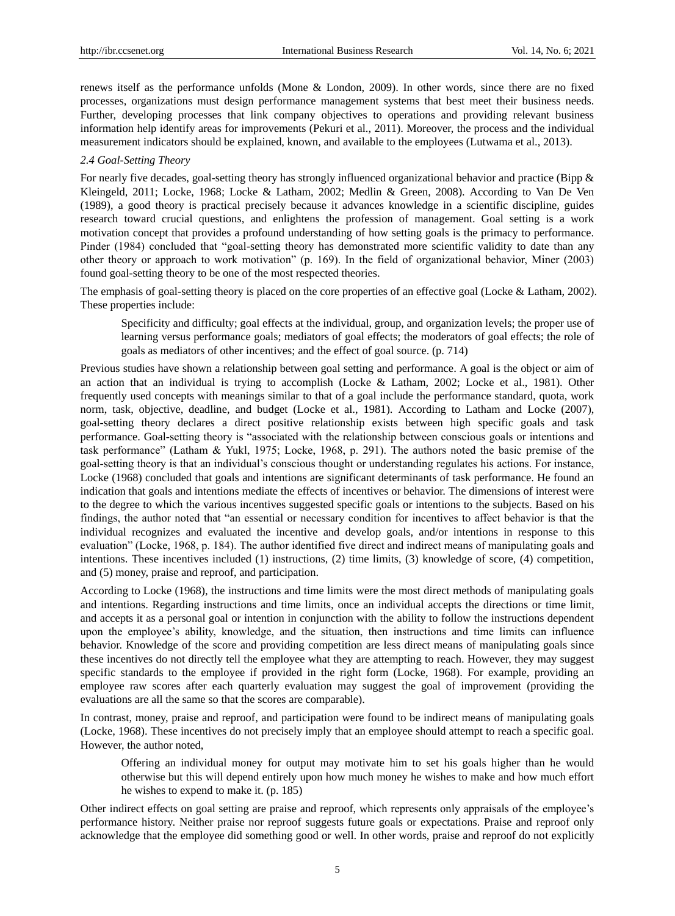renews itself as the performance unfolds (Mone & London, 2009). In other words, since there are no fixed processes, organizations must design performance management systems that best meet their business needs. Further, developing processes that link company objectives to operations and providing relevant business information help identify areas for improvements (Pekuri et al., 2011). Moreover, the process and the individual measurement indicators should be explained, known, and available to the employees (Lutwama et al., 2013).

### *2.4 Goal-Setting Theory*

For nearly five decades, goal-setting theory has strongly influenced organizational behavior and practice (Bipp & Kleingeld, 2011; Locke, 1968; Locke & Latham, 2002; Medlin & Green, 2008). According to Van De Ven (1989), a good theory is practical precisely because it advances knowledge in a scientific discipline, guides research toward crucial questions, and enlightens the profession of management. Goal setting is a work motivation concept that provides a profound understanding of how setting goals is the primacy to performance. Pinder (1984) concluded that "goal-setting theory has demonstrated more scientific validity to date than any other theory or approach to work motivation" (p. 169). In the field of organizational behavior, Miner (2003) found goal-setting theory to be one of the most respected theories.

The emphasis of goal-setting theory is placed on the core properties of an effective goal (Locke & Latham, 2002). These properties include:

> Specificity and difficulty; goal effects at the individual, group, and organization levels; the proper use of learning versus performance goals; mediators of goal effects; the moderators of goal effects; the role of goals as mediators of other incentives; and the effect of goal source. (p. 714)

Previous studies have shown a relationship between goal setting and performance. A goal is the object or aim of an action that an individual is trying to accomplish (Locke & Latham, 2002; Locke et al., 1981). Other frequently used concepts with meanings similar to that of a goal include the performance standard, quota, work norm, task, objective, deadline, and budget (Locke et al., 1981). According to Latham and Locke (2007), goal-setting theory declares a direct positive relationship exists between high specific goals and task performance. Goal-setting theory is "associated with the relationship between conscious goals or intentions and task performance" (Latham & Yukl, 1975; Locke, 1968, p. 291). The authors noted the basic premise of the goal-setting theory is that an individual's conscious thought or understanding regulates his actions. For instance, Locke (1968) concluded that goals and intentions are significant determinants of task performance. He found an indication that goals and intentions mediate the effects of incentives or behavior. The dimensions of interest were to the degree to which the various incentives suggested specific goals or intentions to the subjects. Based on his findings, the author noted that "an essential or necessary condition for incentives to affect behavior is that the individual recognizes and evaluated the incentive and develop goals, and/or intentions in response to this evaluation" (Locke, 1968, p. 184). The author identified five direct and indirect means of manipulating goals and intentions. These incentives included (1) instructions, (2) time limits, (3) knowledge of score, (4) competition, and (5) money, praise and reproof, and participation.

According to Locke (1968), the instructions and time limits were the most direct methods of manipulating goals and intentions. Regarding instructions and time limits, once an individual accepts the directions or time limit, and accepts it as a personal goal or intention in conjunction with the ability to follow the instructions dependent upon the employee's ability, knowledge, and the situation, then instructions and time limits can influence behavior. Knowledge of the score and providing competition are less direct means of manipulating goals since these incentives do not directly tell the employee what they are attempting to reach. However, they may suggest specific standards to the employee if provided in the right form (Locke, 1968). For example, providing an employee raw scores after each quarterly evaluation may suggest the goal of improvement (providing the evaluations are all the same so that the scores are comparable).

In contrast, money, praise and reproof, and participation were found to be indirect means of manipulating goals (Locke, 1968). These incentives do not precisely imply that an employee should attempt to reach a specific goal. However, the author noted,

> Offering an individual money for output may motivate him to set his goals higher than he would otherwise but this will depend entirely upon how much money he wishes to make and how much effort he wishes to expend to make it. (p. 185)

Other indirect effects on goal setting are praise and reproof, which represents only appraisals of the employee's performance history. Neither praise nor reproof suggests future goals or expectations. Praise and reproof only acknowledge that the employee did something good or well. In other words, praise and reproof do not explicitly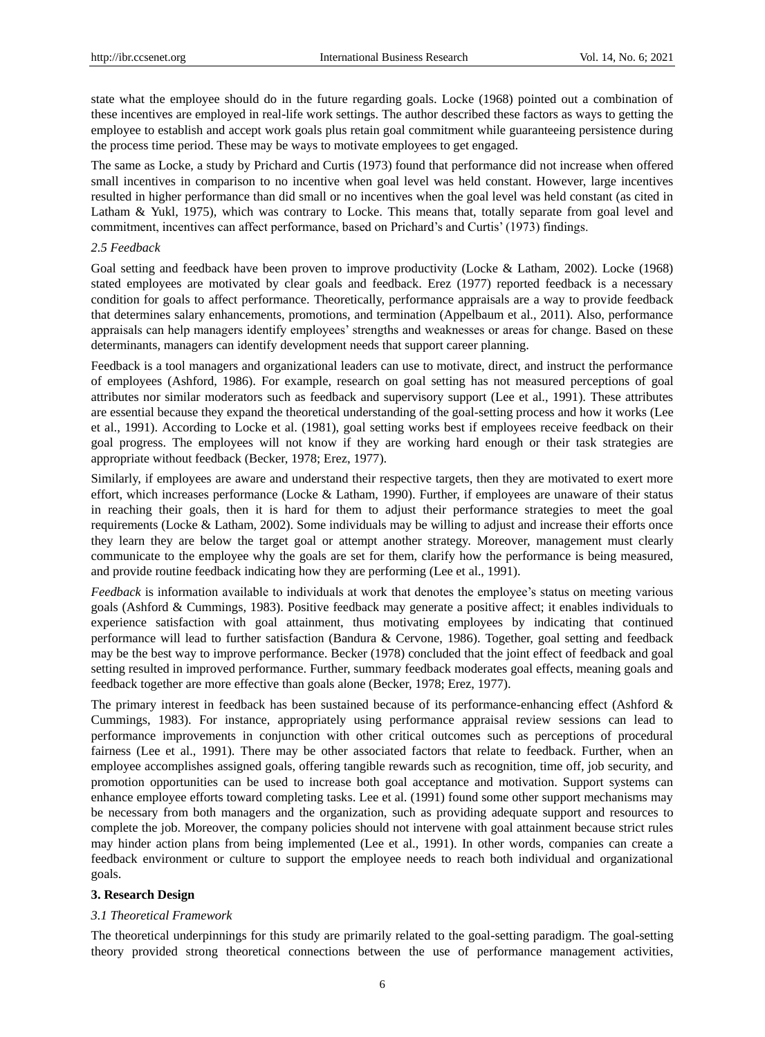state what the employee should do in the future regarding goals. Locke (1968) pointed out a combination of these incentives are employed in real-life work settings. The author described these factors as ways to getting the employee to establish and accept work goals plus retain goal commitment while guaranteeing persistence during the process time period. These may be ways to motivate employees to get engaged.

The same as Locke, a study by Prichard and Curtis (1973) found that performance did not increase when offered small incentives in comparison to no incentive when goal level was held constant. However, large incentives resulted in higher performance than did small or no incentives when the goal level was held constant (as cited in Latham & Yukl, 1975), which was contrary to Locke. This means that, totally separate from goal level and commitment, incentives can affect performance, based on Prichard's and Curtis' (1973) findings.

### *2.5 Feedback*

Goal setting and feedback have been proven to improve productivity (Locke & Latham, 2002). Locke (1968) stated employees are motivated by clear goals and feedback. Erez (1977) reported feedback is a necessary condition for goals to affect performance. Theoretically, performance appraisals are a way to provide feedback that determines salary enhancements, promotions, and termination (Appelbaum et al., 2011). Also, performance appraisals can help managers identify employees' strengths and weaknesses or areas for change. Based on these determinants, managers can identify development needs that support career planning.

Feedback is a tool managers and organizational leaders can use to motivate, direct, and instruct the performance of employees (Ashford, 1986). For example, research on goal setting has not measured perceptions of goal attributes nor similar moderators such as feedback and supervisory support (Lee et al., 1991). These attributes are essential because they expand the theoretical understanding of the goal-setting process and how it works (Lee et al., 1991). According to Locke et al. (1981), goal setting works best if employees receive feedback on their goal progress. The employees will not know if they are working hard enough or their task strategies are appropriate without feedback (Becker, 1978; Erez, 1977).

Similarly, if employees are aware and understand their respective targets, then they are motivated to exert more effort, which increases performance (Locke & Latham, 1990). Further, if employees are unaware of their status in reaching their goals, then it is hard for them to adjust their performance strategies to meet the goal requirements (Locke & Latham, 2002). Some individuals may be willing to adjust and increase their efforts once they learn they are below the target goal or attempt another strategy. Moreover, management must clearly communicate to the employee why the goals are set for them, clarify how the performance is being measured, and provide routine feedback indicating how they are performing (Lee et al., 1991).

*Feedback* is information available to individuals at work that denotes the employee's status on meeting various goals (Ashford & Cummings, 1983). Positive feedback may generate a positive affect; it enables individuals to experience satisfaction with goal attainment, thus motivating employees by indicating that continued performance will lead to further satisfaction (Bandura & Cervone, 1986). Together, goal setting and feedback may be the best way to improve performance. Becker (1978) concluded that the joint effect of feedback and goal setting resulted in improved performance. Further, summary feedback moderates goal effects, meaning goals and feedback together are more effective than goals alone (Becker, 1978; Erez, 1977).

The primary interest in feedback has been sustained because of its performance-enhancing effect (Ashford & Cummings, 1983). For instance, appropriately using performance appraisal review sessions can lead to performance improvements in conjunction with other critical outcomes such as perceptions of procedural fairness (Lee et al., 1991). There may be other associated factors that relate to feedback. Further, when an employee accomplishes assigned goals, offering tangible rewards such as recognition, time off, job security, and promotion opportunities can be used to increase both goal acceptance and motivation. Support systems can enhance employee efforts toward completing tasks. Lee et al. (1991) found some other support mechanisms may be necessary from both managers and the organization, such as providing adequate support and resources to complete the job. Moreover, the company policies should not intervene with goal attainment because strict rules may hinder action plans from being implemented (Lee et al., 1991). In other words, companies can create a feedback environment or culture to support the employee needs to reach both individual and organizational goals.

## **3. Research Design**

### *3.1 Theoretical Framework*

The theoretical underpinnings for this study are primarily related to the goal-setting paradigm. The goal-setting theory provided strong theoretical connections between the use of performance management activities,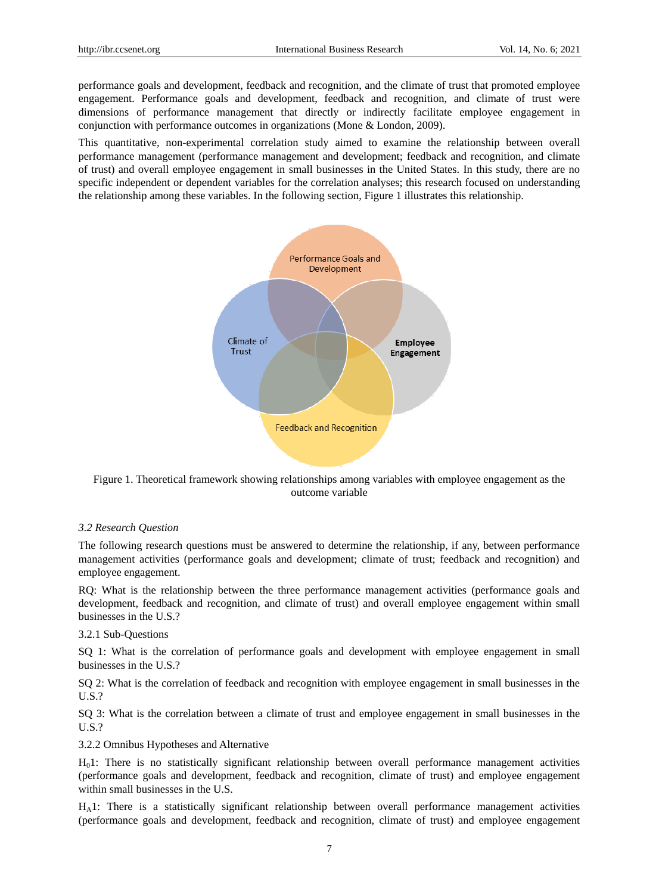performance goals and development, feedback and recognition, and the climate of trust that promoted employee engagement. Performance goals and development, feedback and recognition, and climate of trust were dimensions of performance management that directly or indirectly facilitate employee engagement in conjunction with performance outcomes in organizations (Mone & London, 2009).

This quantitative, non-experimental correlation study aimed to examine the relationship between overall performance management (performance management and development; feedback and recognition, and climate of trust) and overall employee engagement in small businesses in the United States. In this study, there are no specific independent or dependent variables for the correlation analyses; this research focused on understanding the relationship among these variables. In the following section, Figure 1 illustrates this relationship.

Figure 1. Theoretical framework showing relationships among variables with employee engagement as the outcome variable

### *3.2 Research Question*

The following research questions must be answered to determine the relationship, if any, between performance management activities (performance goals and development; climate of trust; feedback and recognition) and employee engagement.

RQ: What is the relationship between the three performance management activities (performance goals and development, feedback and recognition, and climate of trust) and overall employee engagement within small businesses in the U.S.?

#### 3.2.1 Sub-Questions

SQ 1: What is the correlation of performance goals and development with employee engagement in small businesses in the U.S.?

SQ 2: What is the correlation of feedback and recognition with employee engagement in small businesses in the U.S.?

SQ 3: What is the correlation between a climate of trust and employee engagement in small businesses in the U.S.?

#### 3.2.2 Omnibus Hypotheses and Alternative

$H_0 1$: There is no statistically significant relationship between overall performance management activities (performance goals and development, feedback and recognition, climate of trust) and employee engagement within small businesses in the U.S.

$H_A 1$: There is a statistically significant relationship between overall performance management activities (performance goals and development, feedback and recognition, climate of trust) and employee engagement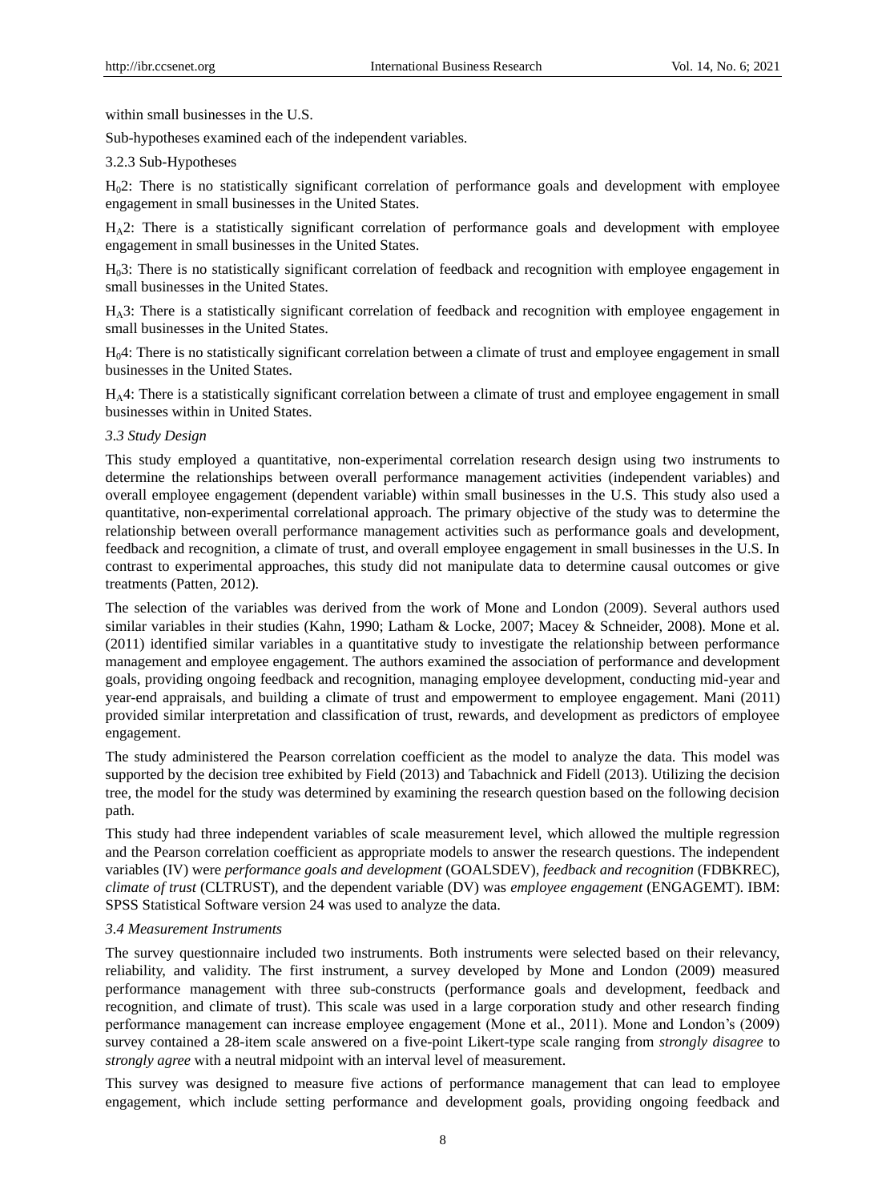within small businesses in the U.S.

Sub-hypotheses examined each of the independent variables.

3.2.3 Sub-Hypotheses

$H_0$2: There is no statistically significant correlation of performance goals and development with employee engagement in small businesses in the United States.

$H_A$2: There is a statistically significant correlation of performance goals and development with employee engagement in small businesses in the United States.

$H_0$3: There is no statistically significant correlation of feedback and recognition with employee engagement in small businesses in the United States.

$H_A$3: There is a statistically significant correlation of feedback and recognition with employee engagement in small businesses in the United States.

$H_0$4: There is no statistically significant correlation between a climate of trust and employee engagement in small businesses in the United States.

$H_A$4: There is a statistically significant correlation between a climate of trust and employee engagement in small businesses within in United States.

### *3.3 Study Design*

This study employed a quantitative, non-experimental correlation research design using two instruments to determine the relationships between overall performance management activities (independent variables) and overall employee engagement (dependent variable) within small businesses in the U.S. This study also used a quantitative, non-experimental correlational approach. The primary objective of the study was to determine the relationship between overall performance management activities such as performance goals and development, feedback and recognition, a climate of trust, and overall employee engagement in small businesses in the U.S. In contrast to experimental approaches, this study did not manipulate data to determine causal outcomes or give treatments (Patten, 2012).

The selection of the variables was derived from the work of Mone and London (2009). Several authors used similar variables in their studies (Kahn, 1990; Latham & Locke, 2007; Macey & Schneider, 2008). Mone et al. (2011) identified similar variables in a quantitative study to investigate the relationship between performance management and employee engagement. The authors examined the association of performance and development goals, providing ongoing feedback and recognition, managing employee development, conducting mid-year and year-end appraisals, and building a climate of trust and empowerment to employee engagement. Mani (2011) provided similar interpretation and classification of trust, rewards, and development as predictors of employee engagement.

The study administered the Pearson correlation coefficient as the model to analyze the data. This model was supported by the decision tree exhibited by Field (2013) and Tabachnick and Fidell (2013). Utilizing the decision tree, the model for the study was determined by examining the research question based on the following decision path.

This study had three independent variables of scale measurement level, which allowed the multiple regression and the Pearson correlation coefficient as appropriate models to answer the research questions. The independent variables (IV) were *performance goals and development* (GOALSDEV), *feedback and recognition* (FDBKREC), *climate of trust* (CLTRUST), and the dependent variable (DV) was *employee engagement* (ENGAGEMT). IBM: SPSS Statistical Software version 24 was used to analyze the data.

### *3.4 Measurement Instruments*

The survey questionnaire included two instruments. Both instruments were selected based on their relevancy, reliability, and validity. The first instrument, a survey developed by Mone and London (2009) measured performance management with three sub-constructs (performance goals and development, feedback and recognition, and climate of trust). This scale was used in a large corporation study and other research finding performance management can increase employee engagement (Mone et al., 2011). Mone and London's (2009) survey contained a 28-item scale answered on a five-point Likert-type scale ranging from *strongly disagree* to *strongly agree* with a neutral midpoint with an interval level of measurement.

This survey was designed to measure five actions of performance management that can lead to employee engagement, which include setting performance and development goals, providing ongoing feedback and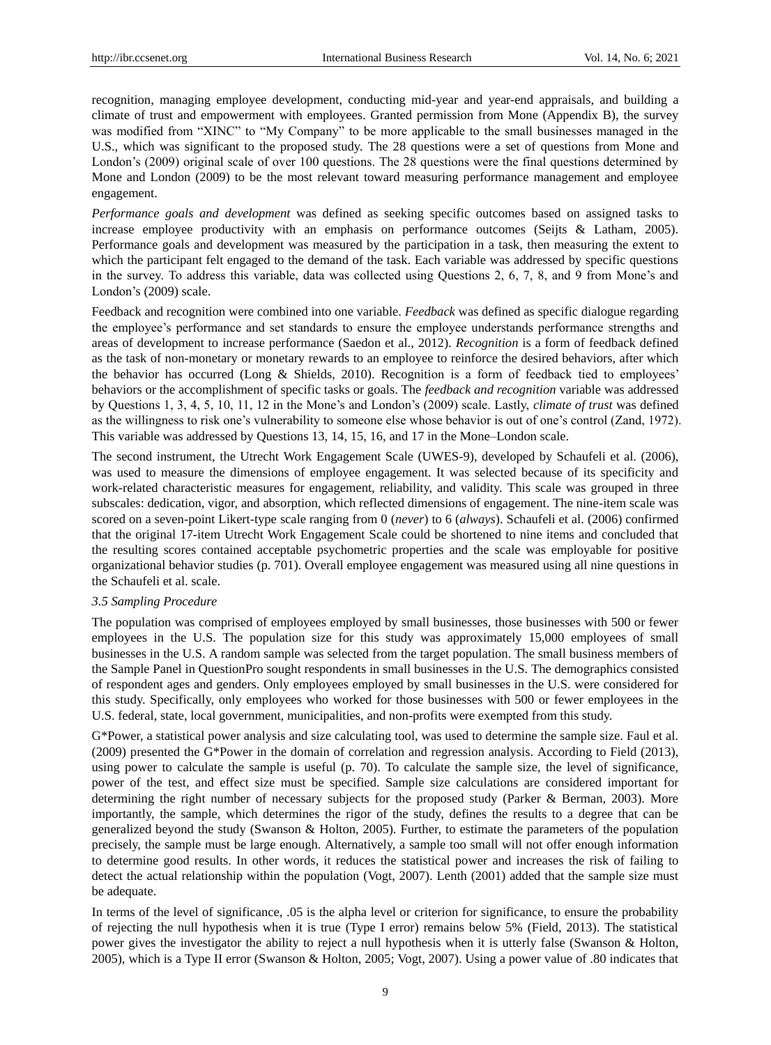recognition, managing employee development, conducting mid-year and year-end appraisals, and building a climate of trust and empowerment with employees. Granted permission from Mone (Appendix B), the survey was modified from "XINC" to "My Company" to be more applicable to the small businesses managed in the U.S., which was significant to the proposed study. The 28 questions were a set of questions from Mone and London's (2009) original scale of over 100 questions. The 28 questions were the final questions determined by Mone and London (2009) to be the most relevant toward measuring performance management and employee engagement.

*Performance goals and development* was defined as seeking specific outcomes based on assigned tasks to increase employee productivity with an emphasis on performance outcomes (Seijts & Latham, 2005). Performance goals and development was measured by the participation in a task, then measuring the extent to which the participant felt engaged to the demand of the task. Each variable was addressed by specific questions in the survey. To address this variable, data was collected using Questions 2, 6, 7, 8, and 9 from Mone's and London's (2009) scale.

Feedback and recognition were combined into one variable. *Feedback* was defined as specific dialogue regarding the employee's performance and set standards to ensure the employee understands performance strengths and areas of development to increase performance (Saedon et al., 2012). *Recognition* is a form of feedback defined as the task of non-monetary or monetary rewards to an employee to reinforce the desired behaviors, after which the behavior has occurred (Long & Shields, 2010). Recognition is a form of feedback tied to employees' behaviors or the accomplishment of specific tasks or goals. The *feedback and recognition* variable was addressed by Questions 1, 3, 4, 5, 10, 11, 12 in the Mone's and London's (2009) scale. Lastly, *climate of trust* was defined as the willingness to risk one's vulnerability to someone else whose behavior is out of one's control (Zand, 1972). This variable was addressed by Questions 13, 14, 15, 16, and 17 in the Mone–London scale.

The second instrument, the Utrecht Work Engagement Scale (UWES-9), developed by Schaufeli et al. (2006), was used to measure the dimensions of employee engagement. It was selected because of its specificity and work-related characteristic measures for engagement, reliability, and validity. This scale was grouped in three subscales: dedication, vigor, and absorption, which reflected dimensions of engagement. The nine-item scale was scored on a seven-point Likert-type scale ranging from 0 (*never*) to 6 (*always*). Schaufeli et al. (2006) confirmed that the original 17-item Utrecht Work Engagement Scale could be shortened to nine items and concluded that the resulting scores contained acceptable psychometric properties and the scale was employable for positive organizational behavior studies (p. 701). Overall employee engagement was measured using all nine questions in the Schaufeli et al. scale.

### 3.5 Sampling Procedure

The population was comprised of employees employed by small businesses, those businesses with 500 or fewer employees in the U.S. The population size for this study was approximately 15,000 employees of small businesses in the U.S. A random sample was selected from the target population. The small business members of the Sample Panel in QuestionPro sought respondents in small businesses in the U.S. The demographics consisted of respondent ages and genders. Only employees employed by small businesses in the U.S. were considered for this study. Specifically, only employees who worked for those businesses with 500 or fewer employees in the U.S. federal, state, local government, municipalities, and non-profits were exempted from this study.

G*Power, a statistical power analysis and size calculating tool, was used to determine the sample size. Faul et al. (2009) presented the G*Power in the domain of correlation and regression analysis. According to Field (2013), using power to calculate the sample is useful (p. 70). To calculate the sample size, the level of significance, power of the test, and effect size must be specified. Sample size calculations are considered important for determining the right number of necessary subjects for the proposed study (Parker & Berman, 2003). More importantly, the sample, which determines the rigor of the study, defines the results to a degree that can be generalized beyond the study (Swanson & Holton, 2005). Further, to estimate the parameters of the population precisely, the sample must be large enough. Alternatively, a sample too small will not offer enough information to determine good results. In other words, it reduces the statistical power and increases the risk of failing to detect the actual relationship within the population (Vogt, 2007). Lenth (2001) added that the sample size must be adequate.

In terms of the level of significance, .05 is the alpha level or criterion for significance, to ensure the probability of rejecting the null hypothesis when it is true (Type I error) remains below 5% (Field, 2013). The statistical power gives the investigator the ability to reject a null hypothesis when it is utterly false (Swanson & Holton, 2005), which is a Type II error (Swanson & Holton, 2005; Vogt, 2007). Using a power value of .80 indicates that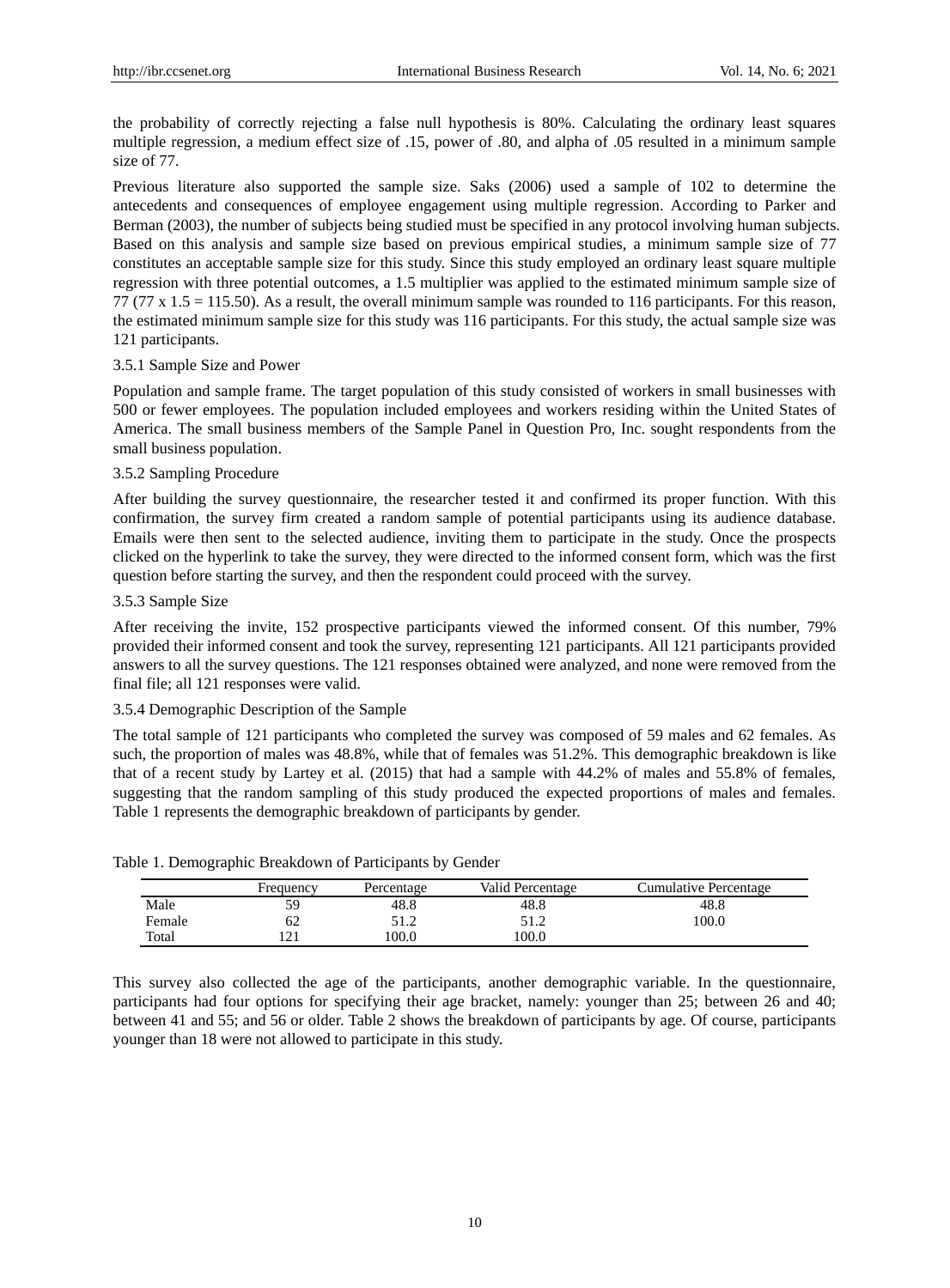the probability of correctly rejecting a false null hypothesis is 80%. Calculating the ordinary least squares multiple regression, a medium effect size of .15, power of .80, and alpha of .05 resulted in a minimum sample size of 77.

Previous literature also supported the sample size. Saks (2006) used a sample of 102 to determine the antecedents and consequences of employee engagement using multiple regression. According to Parker and Berman (2003), the number of subjects being studied must be specified in any protocol involving human subjects. Based on this analysis and sample size based on previous empirical studies, a minimum sample size of 77 constitutes an acceptable sample size for this study. Since this study employed an ordinary least square multiple regression with three potential outcomes, a 1.5 multiplier was applied to the estimated minimum sample size of 77 (77 x 1.5 = 115.50). As a result, the overall minimum sample was rounded to 116 participants. For this reason, the estimated minimum sample size for this study was 116 participants. For this study, the actual sample size was 121 participants.

### 3.5.1 Sample Size and Power

Population and sample frame. The target population of this study consisted of workers in small businesses with 500 or fewer employees. The population included employees and workers residing within the United States of America. The small business members of the Sample Panel in Question Pro, Inc. sought respondents from the small business population.

### 3.5.2 Sampling Procedure

After building the survey questionnaire, the researcher tested it and confirmed its proper function. With this confirmation, the survey firm created a random sample of potential participants using its audience database. Emails were then sent to the selected audience, inviting them to participate in the study. Once the prospects clicked on the hyperlink to take the survey, they were directed to the informed consent form, which was the first question before starting the survey, and then the respondent could proceed with the survey.

### 3.5.3 Sample Size

After receiving the invite, 152 prospective participants viewed the informed consent. Of this number, 79% provided their informed consent and took the survey, representing 121 participants. All 121 participants provided answers to all the survey questions. The 121 responses obtained were analyzed, and none were removed from the final file; all 121 responses were valid.

### 3.5.4 Demographic Description of the Sample

The total sample of 121 participants who completed the survey was composed of 59 males and 62 females. As such, the proportion of males was 48.8%, while that of females was 51.2%. This demographic breakdown is like that of a recent study by Lartey et al. (2015) that had a sample with 44.2% of males and 55.8% of females, suggesting that the random sampling of this study produced the expected proportions of males and females. Table 1 represents the demographic breakdown of participants by gender.

Table 1. Demographic Breakdown of Participants by Gender

| | Frequency | Percentage | Valid Percentage | Cumulative Percentage |
|---|---|---|---|---|
| Male | 59 | 48.8 | 48.8 | 48.8 |
| Female | 62 | 51.2 | 51.2 | 100.0 |
| Total | 121 | 100.0 | 100.0 | |

This survey also collected the age of the participants, another demographic variable. In the questionnaire, participants had four options for specifying their age bracket, namely: younger than 25; between 26 and 40; between 41 and 55; and 56 or older. Table 2 shows the breakdown of participants by age. Of course, participants younger than 18 were not allowed to participate in this study.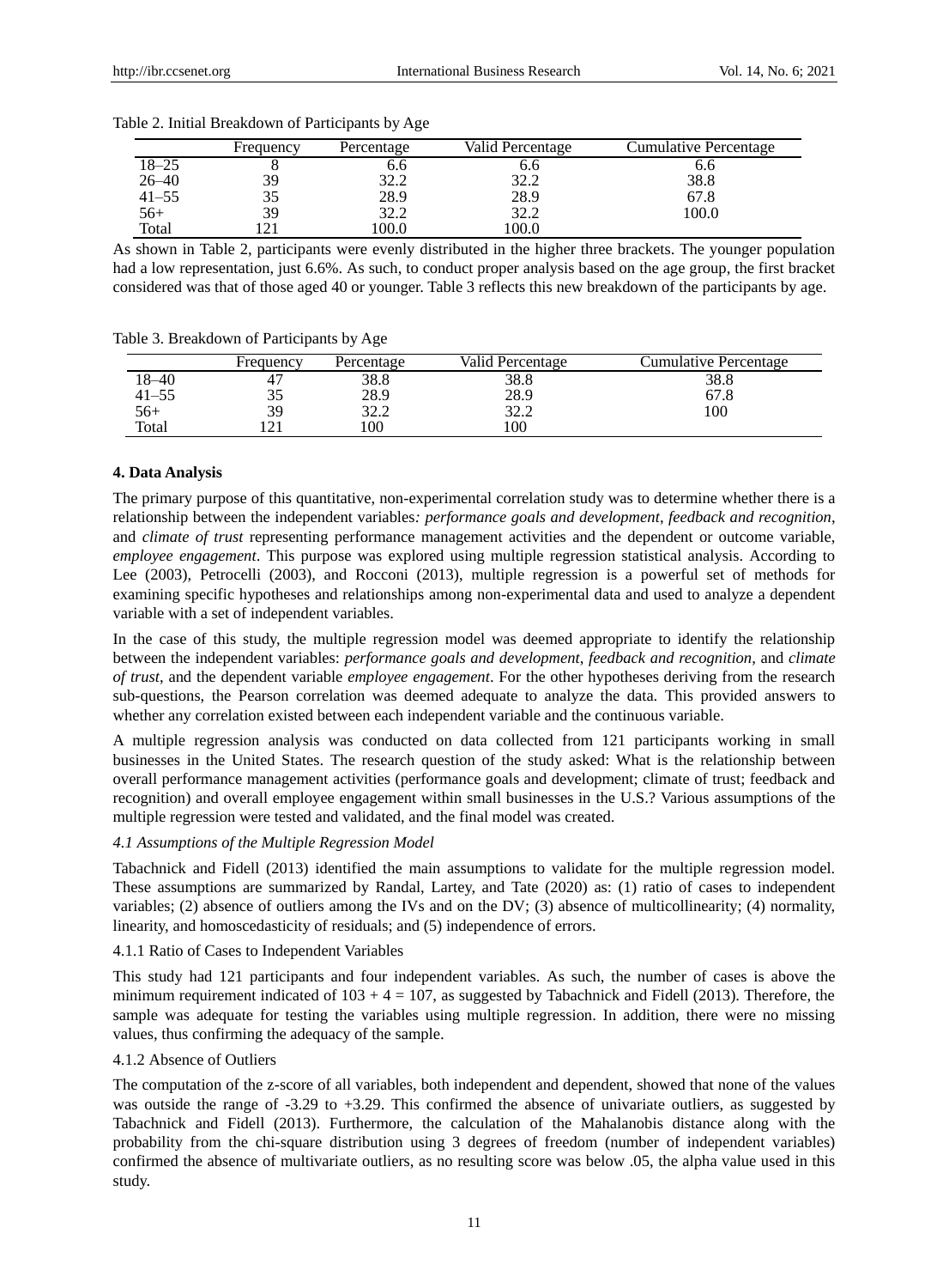Table 2. Initial Breakdown of Participants by Age

| | Frequency | Percentage | Valid Percentage | Cumulative Percentage |
|---|---|---|---|---|
| 18–25 | 8 | 6.6 | 6.6 | 6.6 |
| 26–40 | 39 | 32.2 | 32.2 | 38.8 |
| 41–55 | 35 | 28.9 | 28.9 | 67.8 |
| 56+ | 39 | 32.2 | 32.2 | 100.0 |
| Total | 121 | 100.0 | 100.0 | |

As shown in Table 2, participants were evenly distributed in the higher three brackets. The younger population had a low representation, just 6.6%. As such, to conduct proper analysis based on the age group, the first bracket considered was that of those aged 40 or younger. Table 3 reflects this new breakdown of the participants by age.

Table 3. Breakdown of Participants by Age

| | Frequency | Percentage | Valid Percentage | Cumulative Percentage |
|---|---|---|---|---|
| 18–40 | 47 | 38.8 | 38.8 | 38.8 |
| 41–55 | 35 | 28.9 | 28.9 | 67.8 |
| 56+ | 39 | 32.2 | 32.2 | 100 |
| Total | 121 | 100 | 100 | |

## 4. Data Analysis

The primary purpose of this quantitative, non-experimental correlation study was to determine whether there is a relationship between the independent variables*: performance goals and development*, *feedback and recognition*, and *climate of trust* representing performance management activities and the dependent or outcome variable, *employee engagement*. This purpose was explored using multiple regression statistical analysis. According to Lee (2003), Petrocelli (2003), and Rocconi (2013), multiple regression is a powerful set of methods for examining specific hypotheses and relationships among non-experimental data and used to analyze a dependent variable with a set of independent variables.

In the case of this study, the multiple regression model was deemed appropriate to identify the relationship between the independent variables: *performance goals and development*, *feedback and recognition*, and *climate of trust*, and the dependent variable *employee engagement*. For the other hypotheses deriving from the research sub-questions, the Pearson correlation was deemed adequate to analyze the data. This provided answers to whether any correlation existed between each independent variable and the continuous variable.

A multiple regression analysis was conducted on data collected from 121 participants working in small businesses in the United States. The research question of the study asked: What is the relationship between overall performance management activities (performance goals and development; climate of trust; feedback and recognition) and overall employee engagement within small businesses in the U.S.? Various assumptions of the multiple regression were tested and validated, and the final model was created.

### *4.1 Assumptions of the Multiple Regression Model*

Tabachnick and Fidell (2013) identified the main assumptions to validate for the multiple regression model. These assumptions are summarized by Randal, Lartey, and Tate (2020) as: (1) ratio of cases to independent variables; (2) absence of outliers among the IVs and on the DV; (3) absence of multicollinearity; (4) normality, linearity, and homoscedasticity of residuals; and (5) independence of errors.

#### 4.1.1 Ratio of Cases to Independent Variables

This study had 121 participants and four independent variables. As such, the number of cases is above the minimum requirement indicated of $103 + 4 = 107$, as suggested by Tabachnick and Fidell (2013). Therefore, the sample was adequate for testing the variables using multiple regression. In addition, there were no missing values, thus confirming the adequacy of the sample.

#### 4.1.2 Absence of Outliers

The computation of the z-score of all variables, both independent and dependent, showed that none of the values was outside the range of -3.29 to +3.29. This confirmed the absence of univariate outliers, as suggested by Tabachnick and Fidell (2013). Furthermore, the calculation of the Mahalanobis distance along with the probability from the chi-square distribution using 3 degrees of freedom (number of independent variables) confirmed the absence of multivariate outliers, as no resulting score was below .05, the alpha value used in this study.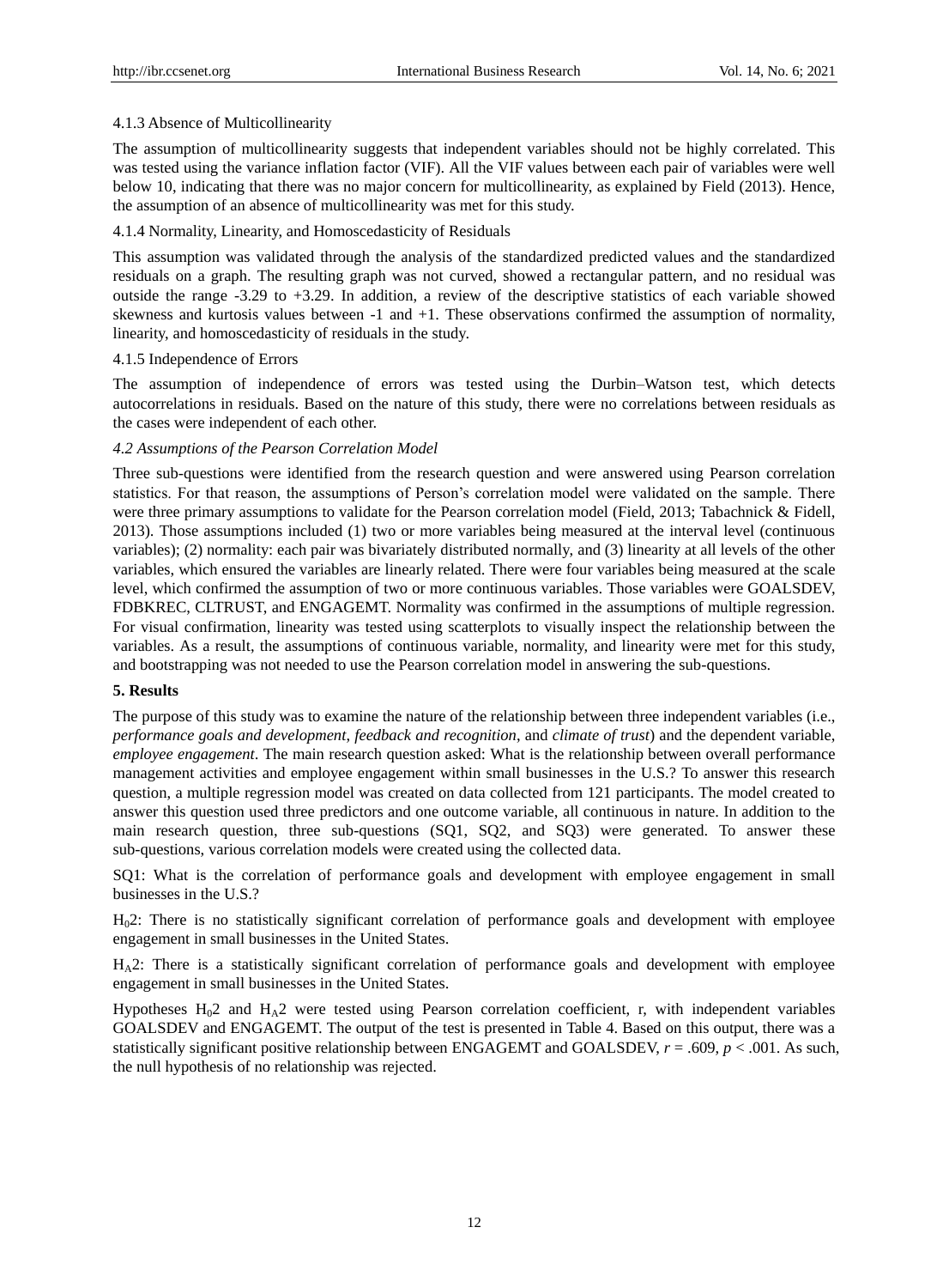4.1.3 Absence of Multicollinearity

The assumption of multicollinearity suggests that independent variables should not be highly correlated. This was tested using the variance inflation factor (VIF). All the VIF values between each pair of variables were well below 10, indicating that there was no major concern for multicollinearity, as explained by Field (2013). Hence, the assumption of an absence of multicollinearity was met for this study.

4.1.4 Normality, Linearity, and Homoscedasticity of Residuals

This assumption was validated through the analysis of the standardized predicted values and the standardized residuals on a graph. The resulting graph was not curved, showed a rectangular pattern, and no residual was outside the range -3.29 to +3.29. In addition, a review of the descriptive statistics of each variable showed skewness and kurtosis values between -1 and +1. These observations confirmed the assumption of normality, linearity, and homoscedasticity of residuals in the study.

4.1.5 Independence of Errors

The assumption of independence of errors was tested using the Durbin–Watson test, which detects autocorrelations in residuals. Based on the nature of this study, there were no correlations between residuals as the cases were independent of each other.

### *4.2 Assumptions of the Pearson Correlation Model*

Three sub-questions were identified from the research question and were answered using Pearson correlation statistics. For that reason, the assumptions of Person's correlation model were validated on the sample. There were three primary assumptions to validate for the Pearson correlation model (Field, 2013; Tabachnick & Fidell, 2013). Those assumptions included (1) two or more variables being measured at the interval level (continuous variables); (2) normality: each pair was bivariately distributed normally, and (3) linearity at all levels of the other variables, which ensured the variables are linearly related. There were four variables being measured at the scale level, which confirmed the assumption of two or more continuous variables. Those variables were GOALSDEV, FDBKREC, CLTRUST, and ENGAGEMT. Normality was confirmed in the assumptions of multiple regression. For visual confirmation, linearity was tested using scatterplots to visually inspect the relationship between the variables. As a result, the assumptions of continuous variable, normality, and linearity were met for this study, and bootstrapping was not needed to use the Pearson correlation model in answering the sub-questions.

## **5. Results**

The purpose of this study was to examine the nature of the relationship between three independent variables (i.e., *performance goals and development*, *feedback and recognition*, and *climate of trust*) and the dependent variable, *employee engagement*. The main research question asked: What is the relationship between overall performance management activities and employee engagement within small businesses in the U.S.? To answer this research question, a multiple regression model was created on data collected from 121 participants. The model created to answer this question used three predictors and one outcome variable, all continuous in nature. In addition to the main research question, three sub-questions (SQ1, SQ2, and SQ3) were generated. To answer these sub-questions, various correlation models were created using the collected data.

SQ1: What is the correlation of performance goals and development with employee engagement in small businesses in the U.S.?

$H_0 2$: There is no statistically significant correlation of performance goals and development with employee engagement in small businesses in the United States.

$H_A 2$: There is a statistically significant correlation of performance goals and development with employee engagement in small businesses in the United States.

Hypotheses $H_0 2$ and $H_A 2$ were tested using Pearson correlation coefficient, r, with independent variables GOALSDEV and ENGAGEMT. The output of the test is presented in Table 4. Based on this output, there was a statistically significant positive relationship between ENGAGEMT and GOALSDEV, $r = .609$, $p < .001$. As such, the null hypothesis of no relationship was rejected.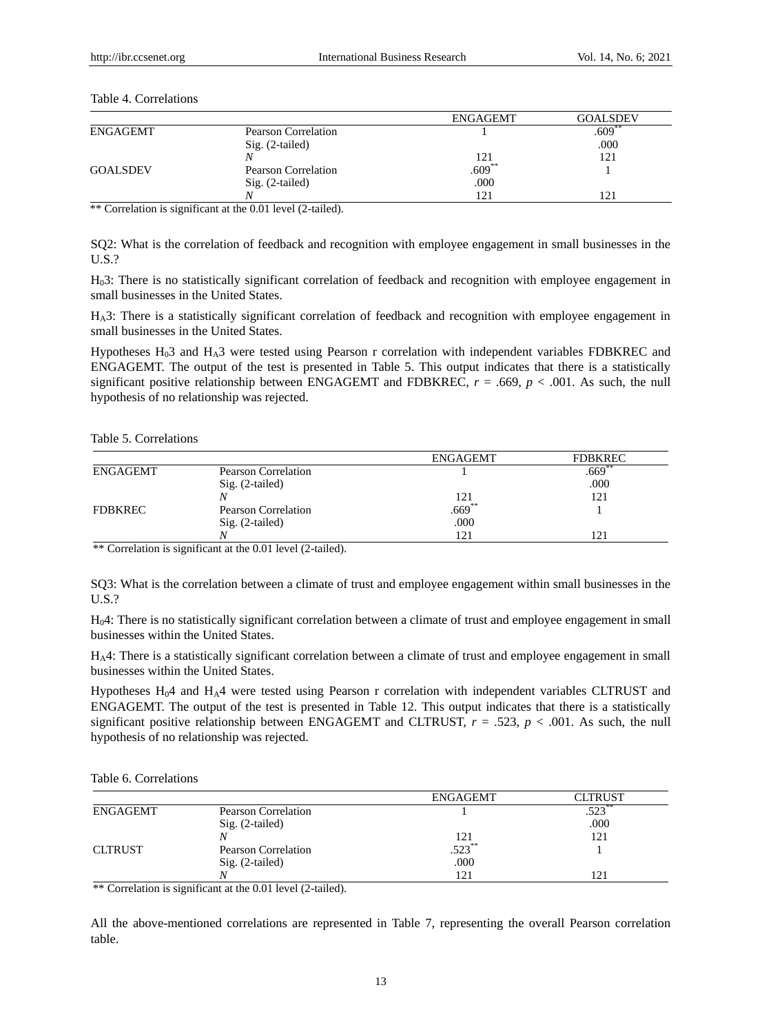Table 4. Correlations

| | | ENGAGEMT | GOALSDEV |
|---|---|---|---|
| ENGAGEMT | Pearson Correlation | 1 | .609** |
| | Sig. (2-tailed) | | .000 |
| | *N* | 121 | 121 |
| GOALSDEV | Pearson Correlation | .609** | 1 |
| | Sig. (2-tailed) | .000 | |
| | *N* | 121 | 121 |

** Correlation is significant at the 0.01 level (2-tailed).

SQ2: What is the correlation of feedback and recognition with employee engagement in small businesses in the U.S.?

$H_0$3: There is no statistically significant correlation of feedback and recognition with employee engagement in small businesses in the United States.

$H_A$3: There is a statistically significant correlation of feedback and recognition with employee engagement in small businesses in the United States.

Hypotheses $H_0$3 and $H_A$3 were tested using Pearson r correlation with independent variables FDBKREC and ENGAGEMT. The output of the test is presented in Table 5. This output indicates that there is a statistically significant positive relationship between ENGAGEMT and FDBKREC, $r$ = .669, $p$ < .001. As such, the null hypothesis of no relationship was rejected.

Table 5. Correlations

| | | ENGAGEMT | FDBKREC |
|---|---|---|---|
| ENGAGEMT | Pearson Correlation | 1 | .669** |
| | Sig. (2-tailed) | | .000 |
| | *N* | 121 | 121 |
| FDBKREC | Pearson Correlation | .669** | 1 |
| | Sig. (2-tailed) | .000 | |
| | *N* | 121 | 121 |

** Correlation is significant at the 0.01 level (2-tailed).

SQ3: What is the correlation between a climate of trust and employee engagement within small businesses in the U.S.?

$H_0$4: There is no statistically significant correlation between a climate of trust and employee engagement in small businesses within the United States.

$H_A$4: There is a statistically significant correlation between a climate of trust and employee engagement in small businesses within the United States.

Hypotheses $H_0$4 and $H_A$4 were tested using Pearson r correlation with independent variables CLTRUST and ENGAGEMT. The output of the test is presented in Table 12. This output indicates that there is a statistically significant positive relationship between ENGAGEMT and CLTRUST, $r$ = .523, $p$ < .001. As such, the null hypothesis of no relationship was rejected.

Table 6. Correlations

| | | ENGAGEMT | CLTRUST |
|---|---|---|---|
| ENGAGEMT | Pearson Correlation | 1 | .523** |
| | Sig. (2-tailed) | | .000 |
| | *N* | 121 | 121 |
| CLTRUST | Pearson Correlation | .523** | 1 |
| | Sig. (2-tailed) | .000 | |
| | *N* | 121 | 121 |

** Correlation is significant at the 0.01 level (2-tailed).

All the above-mentioned correlations are represented in Table 7, representing the overall Pearson correlation table.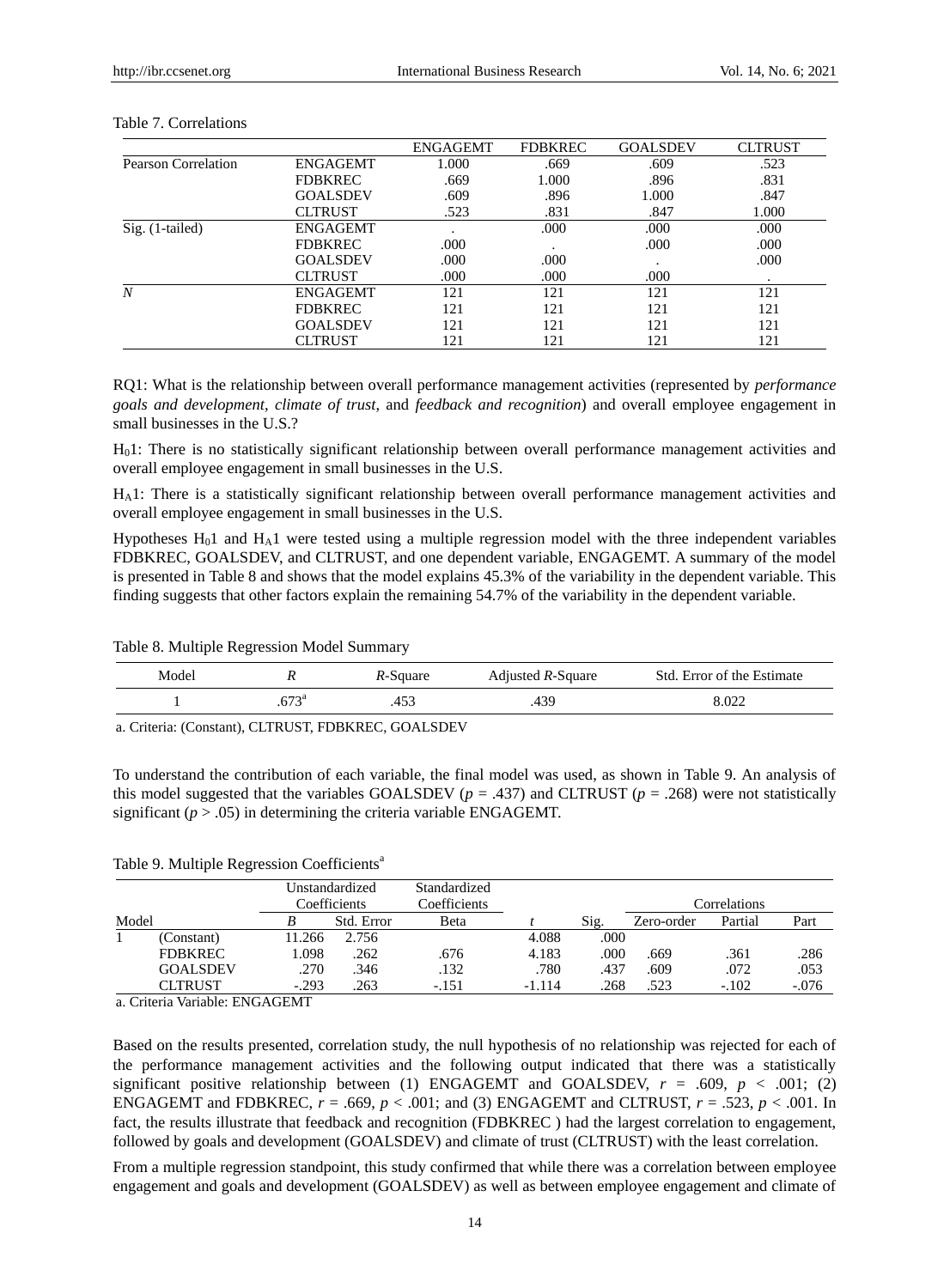Table 7. Correlations

| | | ENGAGEMT | FDBKREC | GOALSDEV | CLTRUST |
|---|---|---|---|---|---|
| Pearson Correlation | ENGAGEMT | 1.000 | .669 | .609 | .523 |
| | FDBKREC | .669 | 1.000 | .896 | .831 |
| | GOALSDEV | .609 | .896 | 1.000 | .847 |
| | CLTRUST | .523 | .831 | .847 | 1.000 |
| Sig. (1-tailed) | ENGAGEMT | . | .000 | .000 | .000 |
| | FDBKREC | .000 | . | .000 | .000 |
| | GOALSDEV | .000 | .000 | . | .000 |
| | CLTRUST | .000 | .000 | .000 | . |
| *N* | ENGAGEMT | 121 | 121 | 121 | 121 |
| | FDBKREC | 121 | 121 | 121 | 121 |
| | GOALSDEV | 121 | 121 | 121 | 121 |
| | CLTRUST | 121 | 121 | 121 | 121 |

RQ1: What is the relationship between overall performance management activities (represented by *performance goals and development*, *climate of trust*, and *feedback and recognition*) and overall employee engagement in small businesses in the U.S.?

$H_0 1$: There is no statistically significant relationship between overall performance management activities and overall employee engagement in small businesses in the U.S.

$H_A 1$: There is a statistically significant relationship between overall performance management activities and overall employee engagement in small businesses in the U.S.

Hypotheses $H_0 1$ and $H_A 1$ were tested using a multiple regression model with the three independent variables FDBKREC, GOALSDEV, and CLTRUST, and one dependent variable, ENGAGEMT. A summary of the model is presented in Table 8 and shows that the model explains 45.3% of the variability in the dependent variable. This finding suggests that other factors explain the remaining 54.7% of the variability in the dependent variable.

Table 8. Multiple Regression Model Summary

| Model | *R* | *R*-Square | Adjusted *R*-Square | Std. Error of the Estimate |
|---|---|---|---|---|
| 1 | .673[a] | .453 | .439 | 8.022 |

a. Criteria: (Constant), CLTRUST, FDBKREC, GOALSDEV

To understand the contribution of each variable, the final model was used, as shown in Table 9. An analysis of this model suggested that the variables GOALSDEV ($p$ = .437) and CLTRUST ($p$ = .268) were not statistically significant ($p$ > .05) in determining the criteria variable ENGAGEMT.

Table 9. Multiple Regression Coefficients[a]

| Model | | Unstandardized Coefficients | | Standardized Coefficients | | | Correlations | | |
|---|---|---|---|---|---|---|---|---|---|
| | | *B* | Std. Error | Beta | *t* | Sig. | Zero-order | Partial | Part |
| 1 | (Constant) | 11.266 | 2.756 | | 4.088 | .000 | | | |
| | FDBKREC | 1.098 | .262 | .676 | 4.183 | .000 | .669 | .361 | .286 |
| | GOALSDEV | .270 | .346 | .132 | .780 | .437 | .609 | .072 | .053 |
| | CLTRUST | -.293 | .263 | -.151 | -1.114 | .268 | .523 | -.102 | -.076 |

a. Criteria Variable: ENGAGEMT

Based on the results presented, correlation study, the null hypothesis of no relationship was rejected for each of the performance management activities and the following output indicated that there was a statistically significant positive relationship between (1) ENGAGEMT and GOALSDEV, $r$ = .609, $p$ < .001; (2) ENGAGEMT and FDBKREC, $r$ = .669, $p$ < .001; and (3) ENGAGEMT and CLTRUST, $r$ = .523, $p$ < .001. In fact, the results illustrate that feedback and recognition (FDBKREC ) had the largest correlation to engagement, followed by goals and development (GOALSDEV) and climate of trust (CLTRUST) with the least correlation.

From a multiple regression standpoint, this study confirmed that while there was a correlation between employee engagement and goals and development (GOALSDEV) as well as between employee engagement and climate of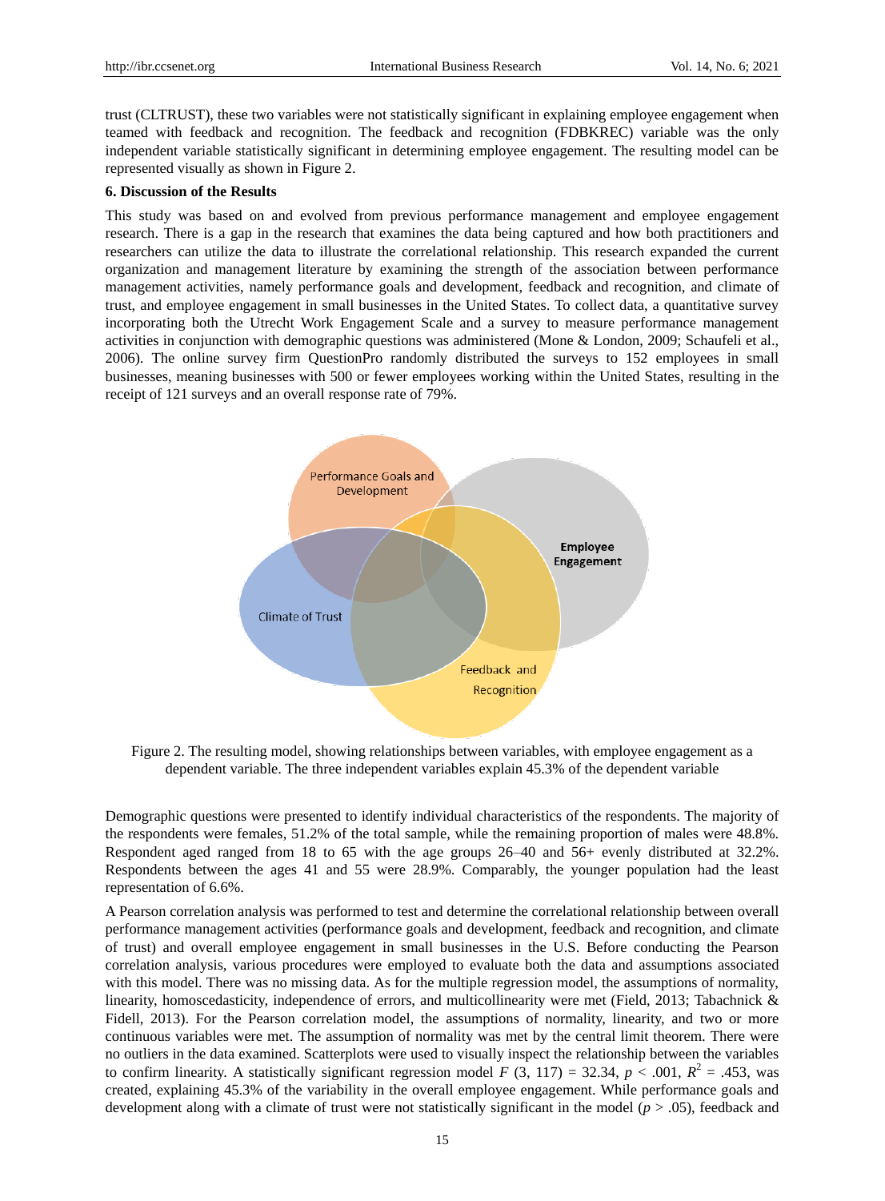trust (CLTRUST), these two variables were not statistically significant in explaining employee engagement when teamed with feedback and recognition. The feedback and recognition (FDBKREC) variable was the only independent variable statistically significant in determining employee engagement. The resulting model can be represented visually as shown in Figure 2.

## 6. Discussion of the Results

This study was based on and evolved from previous performance management and employee engagement research. There is a gap in the research that examines the data being captured and how both practitioners and researchers can utilize the data to illustrate the correlational relationship. This research expanded the current organization and management literature by examining the strength of the association between performance management activities, namely performance goals and development, feedback and recognition, and climate of trust, and employee engagement in small businesses in the United States. To collect data, a quantitative survey incorporating both the Utrecht Work Engagement Scale and a survey to measure performance management activities in conjunction with demographic questions was administered (Mone & London, 2009; Schaufeli et al., 2006). The online survey firm QuestionPro randomly distributed the surveys to 152 employees in small businesses, meaning businesses with 500 or fewer employees working within the United States, resulting in the receipt of 121 surveys and an overall response rate of 79%.

Figure 2. The resulting model, showing relationships between variables, with employee engagement as a dependent variable. The three independent variables explain 45.3% of the dependent variable

Demographic questions were presented to identify individual characteristics of the respondents. The majority of the respondents were females, 51.2% of the total sample, while the remaining proportion of males were 48.8%. Respondent aged ranged from 18 to 65 with the age groups 26–40 and 56+ evenly distributed at 32.2%. Respondents between the ages 41 and 55 were 28.9%. Comparably, the younger population had the least representation of 6.6%.

A Pearson correlation analysis was performed to test and determine the correlational relationship between overall performance management activities (performance goals and development, feedback and recognition, and climate of trust) and overall employee engagement in small businesses in the U.S. Before conducting the Pearson correlation analysis, various procedures were employed to evaluate both the data and assumptions associated with this model. There was no missing data. As for the multiple regression model, the assumptions of normality, linearity, homoscedasticity, independence of errors, and multicollinearity were met (Field, 2013; Tabachnick & Fidell, 2013). For the Pearson correlation model, the assumptions of normality, linearity, and two or more continuous variables were met. The assumption of normality was met by the central limit theorem. There were no outliers in the data examined. Scatterplots were used to visually inspect the relationship between the variables to confirm linearity. A statistically significant regression model $F$ (3, 117) = 32.34, $p < .001$, $R^2 = .453$, was created, explaining 45.3% of the variability in the overall employee engagement. While performance goals and development along with a climate of trust were not statistically significant in the model ($p > .05$), feedback and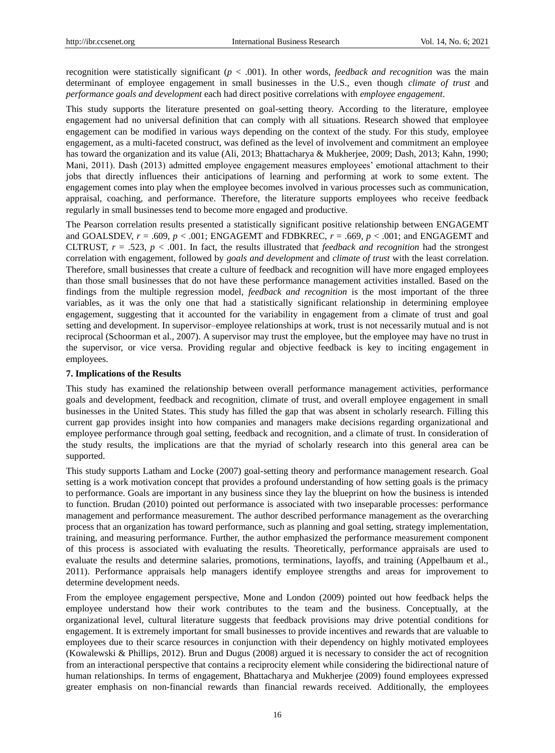recognition were statistically significant ($p < .001$). In other words, *feedback and recognition* was the main determinant of employee engagement in small businesses in the U.S., even though *climate of trust* and *performance goals and development* each had direct positive correlations with *employee engagement*.

This study supports the literature presented on goal-setting theory. According to the literature, employee engagement had no universal definition that can comply with all situations. Research showed that employee engagement can be modified in various ways depending on the context of the study. For this study, employee engagement, as a multi-faceted construct, was defined as the level of involvement and commitment an employee has toward the organization and its value (Ali, 2013; Bhattacharya & Mukherjee, 2009; Dash, 2013; Kahn, 1990; Mani, 2011). Dash (2013) admitted employee engagement measures employees' emotional attachment to their jobs that directly influences their anticipations of learning and performing at work to some extent. The engagement comes into play when the employee becomes involved in various processes such as communication, appraisal, coaching, and performance. Therefore, the literature supports employees who receive feedback regularly in small businesses tend to become more engaged and productive.

The Pearson correlation results presented a statistically significant positive relationship between ENGAGEMT and GOALSDEV, $r = .609$, $p < .001$; ENGAGEMT and FDBKREC, $r = .669$, $p < .001$; and ENGAGEMT and CLTRUST, $r = .523$, $p < .001$. In fact, the results illustrated that *feedback and recognition* had the strongest correlation with engagement, followed by *goals and development* and *climate of trust* with the least correlation. Therefore, small businesses that create a culture of feedback and recognition will have more engaged employees than those small businesses that do not have these performance management activities installed. Based on the findings from the multiple regression model, *feedback and recognition* is the most important of the three variables, as it was the only one that had a statistically significant relationship in determining employee engagement, suggesting that it accounted for the variability in engagement from a climate of trust and goal setting and development. In supervisor–employee relationships at work, trust is not necessarily mutual and is not reciprocal (Schoorman et al., 2007). A supervisor may trust the employee, but the employee may have no trust in the supervisor, or vice versa. Providing regular and objective feedback is key to inciting engagement in employees.

## 7. Implications of the Results

This study has examined the relationship between overall performance management activities, performance goals and development, feedback and recognition, climate of trust, and overall employee engagement in small businesses in the United States. This study has filled the gap that was absent in scholarly research. Filling this current gap provides insight into how companies and managers make decisions regarding organizational and employee performance through goal setting, feedback and recognition, and a climate of trust. In consideration of the study results, the implications are that the myriad of scholarly research into this general area can be supported.

This study supports Latham and Locke (2007) goal-setting theory and performance management research. Goal setting is a work motivation concept that provides a profound understanding of how setting goals is the primacy to performance. Goals are important in any business since they lay the blueprint on how the business is intended to function. Brudan (2010) pointed out performance is associated with two inseparable processes: performance management and performance measurement. The author described performance management as the overarching process that an organization has toward performance, such as planning and goal setting, strategy implementation, training, and measuring performance. Further, the author emphasized the performance measurement component of this process is associated with evaluating the results. Theoretically, performance appraisals are used to evaluate the results and determine salaries, promotions, terminations, layoffs, and training (Appelbaum et al., 2011). Performance appraisals help managers identify employee strengths and areas for improvement to determine development needs.

From the employee engagement perspective, Mone and London (2009) pointed out how feedback helps the employee understand how their work contributes to the team and the business. Conceptually, at the organizational level, cultural literature suggests that feedback provisions may drive potential conditions for engagement. It is extremely important for small businesses to provide incentives and rewards that are valuable to employees due to their scarce resources in conjunction with their dependency on highly motivated employees (Kowalewski & Phillips, 2012). Brun and Dugus (2008) argued it is necessary to consider the act of recognition from an interactional perspective that contains a reciprocity element while considering the bidirectional nature of human relationships. In terms of engagement, Bhattacharya and Mukherjee (2009) found employees expressed greater emphasis on non-financial rewards than financial rewards received. Additionally, the employees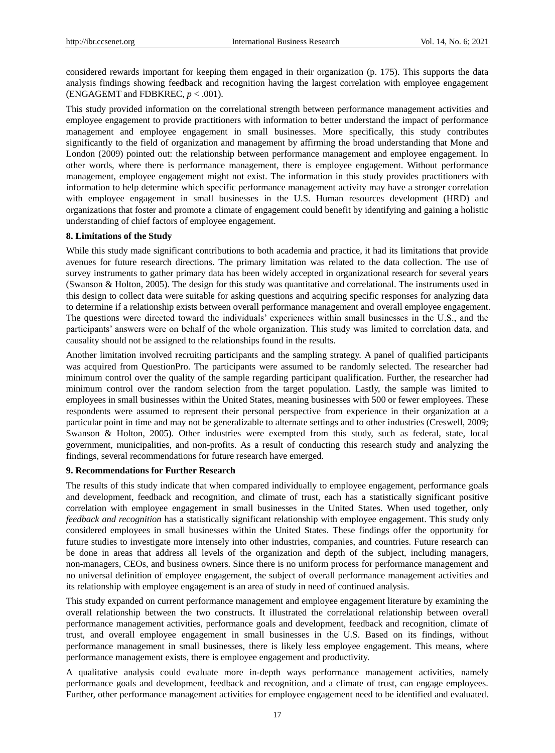considered rewards important for keeping them engaged in their organization (p. 175). This supports the data analysis findings showing feedback and recognition having the largest correlation with employee engagement (ENGAGEMT and FDBKREC, $p < .001$).

This study provided information on the correlational strength between performance management activities and employee engagement to provide practitioners with information to better understand the impact of performance management and employee engagement in small businesses. More specifically, this study contributes significantly to the field of organization and management by affirming the broad understanding that Mone and London (2009) pointed out: the relationship between performance management and employee engagement. In other words, where there is performance management, there is employee engagement. Without performance management, employee engagement might not exist. The information in this study provides practitioners with information to help determine which specific performance management activity may have a stronger correlation with employee engagement in small businesses in the U.S. Human resources development (HRD) and organizations that foster and promote a climate of engagement could benefit by identifying and gaining a holistic understanding of chief factors of employee engagement.

**8. Limitations of the Study**

While this study made significant contributions to both academia and practice, it had its limitations that provide avenues for future research directions. The primary limitation was related to the data collection. The use of survey instruments to gather primary data has been widely accepted in organizational research for several years (Swanson & Holton, 2005). The design for this study was quantitative and correlational. The instruments used in this design to collect data were suitable for asking questions and acquiring specific responses for analyzing data to determine if a relationship exists between overall performance management and overall employee engagement. The questions were directed toward the individuals' experiences within small businesses in the U.S., and the participants' answers were on behalf of the whole organization. This study was limited to correlation data, and causality should not be assigned to the relationships found in the results.

Another limitation involved recruiting participants and the sampling strategy. A panel of qualified participants was acquired from QuestionPro. The participants were assumed to be randomly selected. The researcher had minimum control over the quality of the sample regarding participant qualification. Further, the researcher had minimum control over the random selection from the target population. Lastly, the sample was limited to employees in small businesses within the United States, meaning businesses with 500 or fewer employees. These respondents were assumed to represent their personal perspective from experience in their organization at a particular point in time and may not be generalizable to alternate settings and to other industries (Creswell, 2009; Swanson & Holton, 2005). Other industries were exempted from this study, such as federal, state, local government, municipalities, and non-profits. As a result of conducting this research study and analyzing the findings, several recommendations for future research have emerged.

**9. Recommendations for Further Research**

The results of this study indicate that when compared individually to employee engagement, performance goals and development, feedback and recognition, and climate of trust, each has a statistically significant positive correlation with employee engagement in small businesses in the United States. When used together, only *feedback and recognition* has a statistically significant relationship with employee engagement. This study only considered employees in small businesses within the United States. These findings offer the opportunity for future studies to investigate more intensely into other industries, companies, and countries. Future research can be done in areas that address all levels of the organization and depth of the subject, including managers, non-managers, CEOs, and business owners. Since there is no uniform process for performance management and no universal definition of employee engagement, the subject of overall performance management activities and its relationship with employee engagement is an area of study in need of continued analysis.

This study expanded on current performance management and employee engagement literature by examining the overall relationship between the two constructs. It illustrated the correlational relationship between overall performance management activities, performance goals and development, feedback and recognition, climate of trust, and overall employee engagement in small businesses in the U.S. Based on its findings, without performance management in small businesses, there is likely less employee engagement. This means, where performance management exists, there is employee engagement and productivity.

A qualitative analysis could evaluate more in-depth ways performance management activities, namely performance goals and development, feedback and recognition, and a climate of trust, can engage employees. Further, other performance management activities for employee engagement need to be identified and evaluated.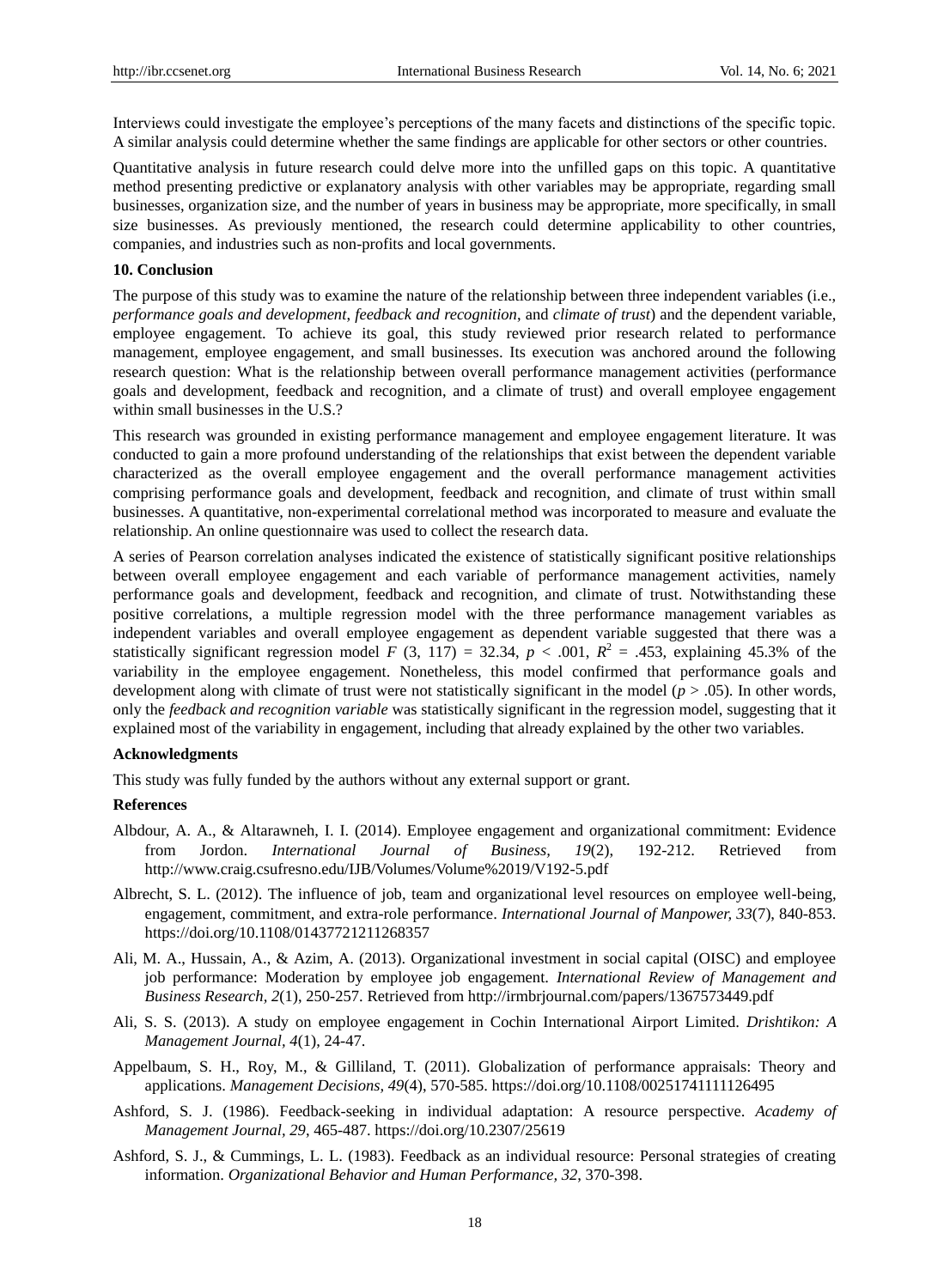Interviews could investigate the employee's perceptions of the many facets and distinctions of the specific topic. A similar analysis could determine whether the same findings are applicable for other sectors or other countries.

Quantitative analysis in future research could delve more into the unfilled gaps on this topic. A quantitative method presenting predictive or explanatory analysis with other variables may be appropriate, regarding small businesses, organization size, and the number of years in business may be appropriate, more specifically, in small size businesses. As previously mentioned, the research could determine applicability to other countries, companies, and industries such as non-profits and local governments.

## 10. Conclusion

The purpose of this study was to examine the nature of the relationship between three independent variables (i.e., *performance goals and development*, *feedback and recognition*, and *climate of trust*) and the dependent variable, employee engagement. To achieve its goal, this study reviewed prior research related to performance management, employee engagement, and small businesses. Its execution was anchored around the following research question: What is the relationship between overall performance management activities (performance goals and development, feedback and recognition, and a climate of trust) and overall employee engagement within small businesses in the U.S.?

This research was grounded in existing performance management and employee engagement literature. It was conducted to gain a more profound understanding of the relationships that exist between the dependent variable characterized as the overall employee engagement and the overall performance management activities comprising performance goals and development, feedback and recognition, and climate of trust within small businesses. A quantitative, non-experimental correlational method was incorporated to measure and evaluate the relationship. An online questionnaire was used to collect the research data.

A series of Pearson correlation analyses indicated the existence of statistically significant positive relationships between overall employee engagement and each variable of performance management activities, namely performance goals and development, feedback and recognition, and climate of trust. Notwithstanding these positive correlations, a multiple regression model with the three performance management variables as independent variables and overall employee engagement as dependent variable suggested that there was a statistically significant regression model $F$ (3, 117) = 32.34, $p < .001$, $R^2 = .453$, explaining 45.3% of the variability in the employee engagement. Nonetheless, this model confirmed that performance goals and development along with climate of trust were not statistically significant in the model ($p > .05$). In other words, only the *feedback and recognition variable* was statistically significant in the regression model, suggesting that it explained most of the variability in engagement, including that already explained by the other two variables.

### Acknowledgments

This study was fully funded by the authors without any external support or grant.

### References

Albdour, A. A., & Altarawneh, I. I. (2014). Employee engagement and organizational commitment: Evidence from Jordon. *International Journal of Business, 19*(2), 192-212. Retrieved from http://www.craig.csufresno.edu/IJB/Volumes/Volume%2019/V192-5.pdf

Albrecht, S. L. (2012). The influence of job, team and organizational level resources on employee well-being, engagement, commitment, and extra-role performance. *International Journal of Manpower, 33*(7), 840-853. https://doi.org/10.1108/01437721211268357

Ali, M. A., Hussain, A., & Azim, A. (2013). Organizational investment in social capital (OISC) and employee job performance: Moderation by employee job engagement. *International Review of Management and Business Research, 2*(1), 250-257. Retrieved from http://irmbrjournal.com/papers/1367573449.pdf

Ali, S. S. (2013). A study on employee engagement in Cochin International Airport Limited. *Drishtikon: A Management Journal, 4*(1), 24-47.

Appelbaum, S. H., Roy, M., & Gilliland, T. (2011). Globalization of performance appraisals: Theory and applications. *Management Decisions, 49*(4), 570-585. https://doi.org/10.1108/00251741111126495

Ashford, S. J. (1986). Feedback-seeking in individual adaptation: A resource perspective. *Academy of Management Journal, 29*, 465-487. https://doi.org/10.2307/25619

Ashford, S. J., & Cummings, L. L. (1983). Feedback as an individual resource: Personal strategies of creating information. *Organizational Behavior and Human Performance, 32*, 370-398.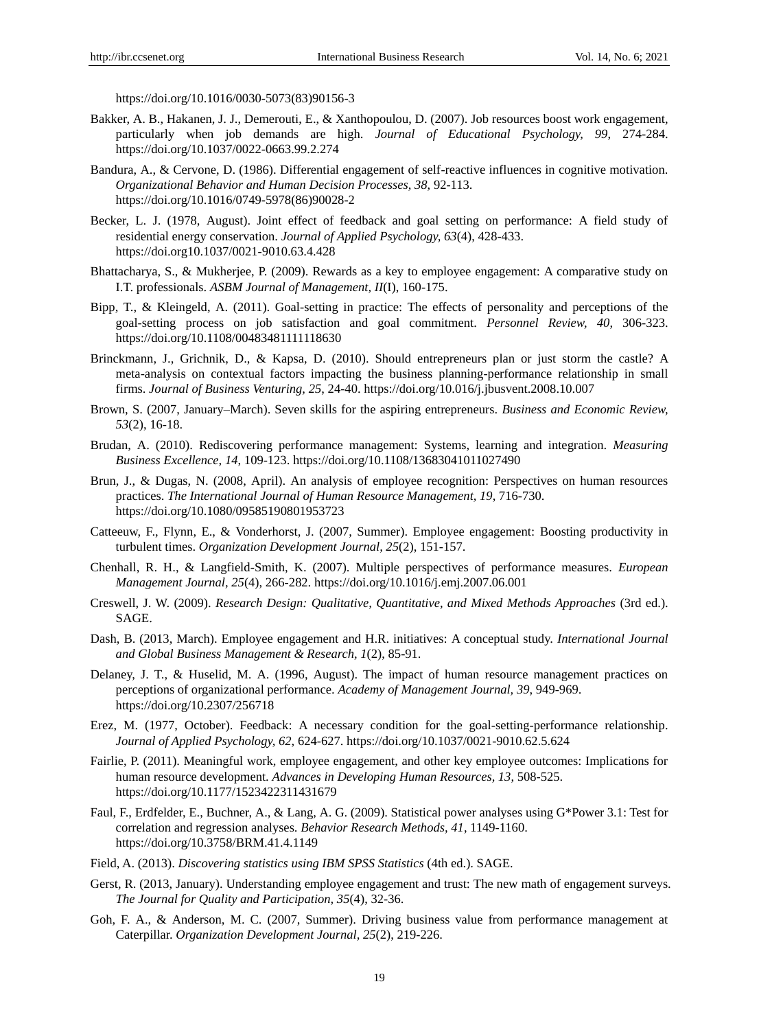https://doi.org/10.1016/0030-5073(83)90156-3

Bakker, A. B., Hakanen, J. J., Demerouti, E., & Xanthopoulou, D. (2007). Job resources boost work engagement, particularly when job demands are high. *Journal of Educational Psychology, 99*, 274-284. https://doi.org/10.1037/0022-0663.99.2.274

Bandura, A., & Cervone, D. (1986). Differential engagement of self-reactive influences in cognitive motivation. *Organizational Behavior and Human Decision Processes, 38*, 92-113. https://doi.org/10.1016/0749-5978(86)90028-2

Becker, L. J. (1978, August). Joint effect of feedback and goal setting on performance: A field study of residential energy conservation. *Journal of Applied Psychology, 63*(4), 428-433. https://doi.org10.1037/0021-9010.63.4.428

Bhattacharya, S., & Mukherjee, P. (2009). Rewards as a key to employee engagement: A comparative study on I.T. professionals. *ASBM Journal of Management, II*(I), 160-175.

Bipp, T., & Kleingeld, A. (2011). Goal-setting in practice: The effects of personality and perceptions of the goal-setting process on job satisfaction and goal commitment. *Personnel Review, 40*, 306-323. https://doi.org/10.1108/00483481111118630

Brinckmann, J., Grichnik, D., & Kapsa, D. (2010). Should entrepreneurs plan or just storm the castle? A meta-analysis on contextual factors impacting the business planning-performance relationship in small firms. *Journal of Business Venturing, 25*, 24-40. https://doi.org/10.016/j.jbusvent.2008.10.007

Brown, S. (2007, January–March). Seven skills for the aspiring entrepreneurs. *Business and Economic Review, 53*(2), 16-18.

Brudan, A. (2010). Rediscovering performance management: Systems, learning and integration. *Measuring Business Excellence, 14*, 109-123. https://doi.org/10.1108/13683041011027490

Brun, J., & Dugas, N. (2008, April). An analysis of employee recognition: Perspectives on human resources practices. *The International Journal of Human Resource Management, 19*, 716-730. https://doi.org/10.1080/09585190801953723

Catteeuw, F., Flynn, E., & Vonderhorst, J. (2007, Summer). Employee engagement: Boosting productivity in turbulent times. *Organization Development Journal, 25*(2), 151-157.

Chenhall, R. H., & Langfield-Smith, K. (2007). Multiple perspectives of performance measures. *European Management Journal, 25*(4), 266-282. https://doi.org/10.1016/j.emj.2007.06.001

Creswell, J. W. (2009). *Research Design: Qualitative, Quantitative, and Mixed Methods Approaches* (3rd ed.). SAGE.

Dash, B. (2013, March). Employee engagement and H.R. initiatives: A conceptual study. *International Journal and Global Business Management & Research, 1*(2), 85-91.

Delaney, J. T., & Huselid, M. A. (1996, August). The impact of human resource management practices on perceptions of organizational performance. *Academy of Management Journal, 39*, 949-969. https://doi.org/10.2307/256718

Erez, M. (1977, October). Feedback: A necessary condition for the goal-setting-performance relationship. *Journal of Applied Psychology, 62*, 624-627. https://doi.org/10.1037/0021-9010.62.5.624

Fairlie, P. (2011). Meaningful work, employee engagement, and other key employee outcomes: Implications for human resource development. *Advances in Developing Human Resources, 13*, 508-525. https://doi.org/10.1177/1523422311431679

Faul, F., Erdfelder, E., Buchner, A., & Lang, A. G. (2009). Statistical power analyses using G*Power 3.1: Test for correlation and regression analyses. *Behavior Research Methods, 41*, 1149-1160. https://doi.org/10.3758/BRM.41.4.1149

Field, A. (2013). *Discovering statistics using IBM SPSS Statistics* (4th ed.). SAGE.

Gerst, R. (2013, January). Understanding employee engagement and trust: The new math of engagement surveys. *The Journal for Quality and Participation, 35*(4), 32-36.

Goh, F. A., & Anderson, M. C. (2007, Summer). Driving business value from performance management at Caterpillar. *Organization Development Journal, 25*(2), 219-226.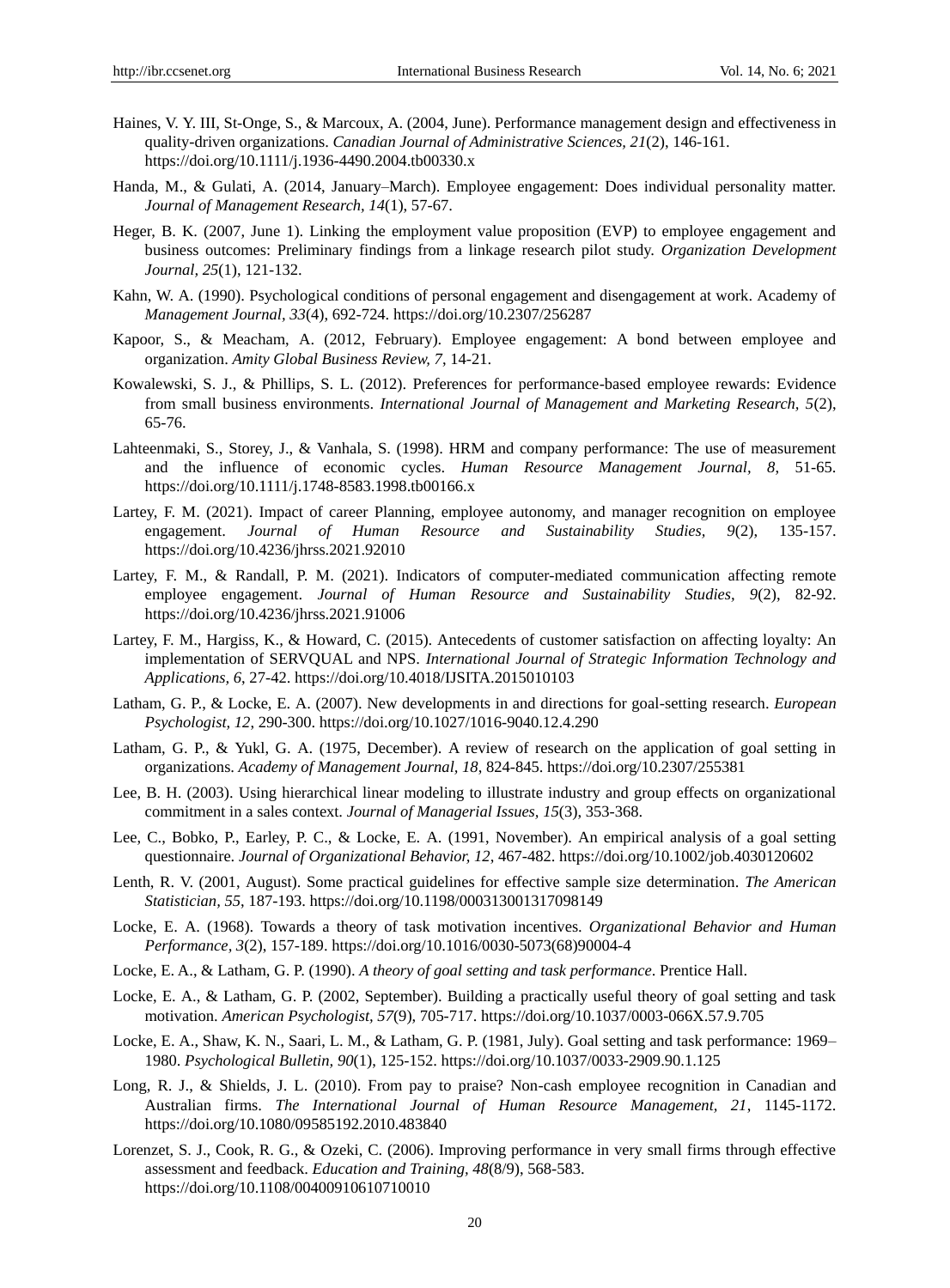Haines, V. Y. III, St-Onge, S., & Marcoux, A. (2004, June). Performance management design and effectiveness in quality-driven organizations. *Canadian Journal of Administrative Sciences, 21*(2), 146-161. https://doi.org/10.1111/j.1936-4490.2004.tb00330.x

Handa, M., & Gulati, A. (2014, January–March). Employee engagement: Does individual personality matter. *Journal of Management Research, 14*(1), 57-67.

Heger, B. K. (2007, June 1). Linking the employment value proposition (EVP) to employee engagement and business outcomes: Preliminary findings from a linkage research pilot study. *Organization Development Journal, 25*(1), 121-132.

Kahn, W. A. (1990). Psychological conditions of personal engagement and disengagement at work. Academy of *Management Journal, 33*(4), 692-724. https://doi.org/10.2307/256287

Kapoor, S., & Meacham, A. (2012, February). Employee engagement: A bond between employee and organization. *Amity Global Business Review, 7*, 14-21.

Kowalewski, S. J., & Phillips, S. L. (2012). Preferences for performance-based employee rewards: Evidence from small business environments. *International Journal of Management and Marketing Research, 5*(2), 65-76.

Lahteenmaki, S., Storey, J., & Vanhala, S. (1998). HRM and company performance: The use of measurement and the influence of economic cycles. *Human Resource Management Journal, 8*, 51-65. https://doi.org/10.1111/j.1748-8583.1998.tb00166.x

Lartey, F. M. (2021). Impact of career Planning, employee autonomy, and manager recognition on employee engagement. *Journal of Human Resource and Sustainability Studies, 9*(2), 135-157. https://doi.org/10.4236/jhrss.2021.92010

Lartey, F. M., & Randall, P. M. (2021). Indicators of computer-mediated communication affecting remote employee engagement. *Journal of Human Resource and Sustainability Studies, 9*(2), 82-92. https://doi.org/10.4236/jhrss.2021.91006

Lartey, F. M., Hargiss, K., & Howard, C. (2015). Antecedents of customer satisfaction on affecting loyalty: An implementation of SERVQUAL and NPS. *International Journal of Strategic Information Technology and Applications, 6*, 27-42. https://doi.org/10.4018/IJSITA.2015010103

Latham, G. P., & Locke, E. A. (2007). New developments in and directions for goal-setting research. *European Psychologist, 12*, 290-300. https://doi.org/10.1027/1016-9040.12.4.290

Latham, G. P., & Yukl, G. A. (1975, December). A review of research on the application of goal setting in organizations. *Academy of Management Journal, 18*, 824-845. https://doi.org/10.2307/255381

Lee, B. H. (2003). Using hierarchical linear modeling to illustrate industry and group effects on organizational commitment in a sales context. *Journal of Managerial Issues, 15*(3), 353-368.

Lee, C., Bobko, P., Earley, P. C., & Locke, E. A. (1991, November). An empirical analysis of a goal setting questionnaire. *Journal of Organizational Behavior, 12*, 467-482. https://doi.org/10.1002/job.4030120602

Lenth, R. V. (2001, August). Some practical guidelines for effective sample size determination. *The American Statistician, 55*, 187-193. https://doi.org/10.1198/000313001317098149

Locke, E. A. (1968). Towards a theory of task motivation incentives. *Organizational Behavior and Human Performance, 3*(2), 157-189. https://doi.org/10.1016/0030-5073(68)90004-4

Locke, E. A., & Latham, G. P. (1990). *A theory of goal setting and task performance*. Prentice Hall.

Locke, E. A., & Latham, G. P. (2002, September). Building a practically useful theory of goal setting and task motivation. *American Psychologist, 57*(9), 705-717. https://doi.org/10.1037/0003-066X.57.9.705

Locke, E. A., Shaw, K. N., Saari, L. M., & Latham, G. P. (1981, July). Goal setting and task performance: 1969–1980. *Psychological Bulletin, 90*(1), 125-152. https://doi.org/10.1037/0033-2909.90.1.125

Long, R. J., & Shields, J. L. (2010). From pay to praise? Non-cash employee recognition in Canadian and Australian firms. *The International Journal of Human Resource Management, 21*, 1145-1172. https://doi.org/10.1080/09585192.2010.483840

Lorenzet, S. J., Cook, R. G., & Ozeki, C. (2006). Improving performance in very small firms through effective assessment and feedback. *Education and Training, 48*(8/9), 568-583. https://doi.org/10.1108/00400910610710010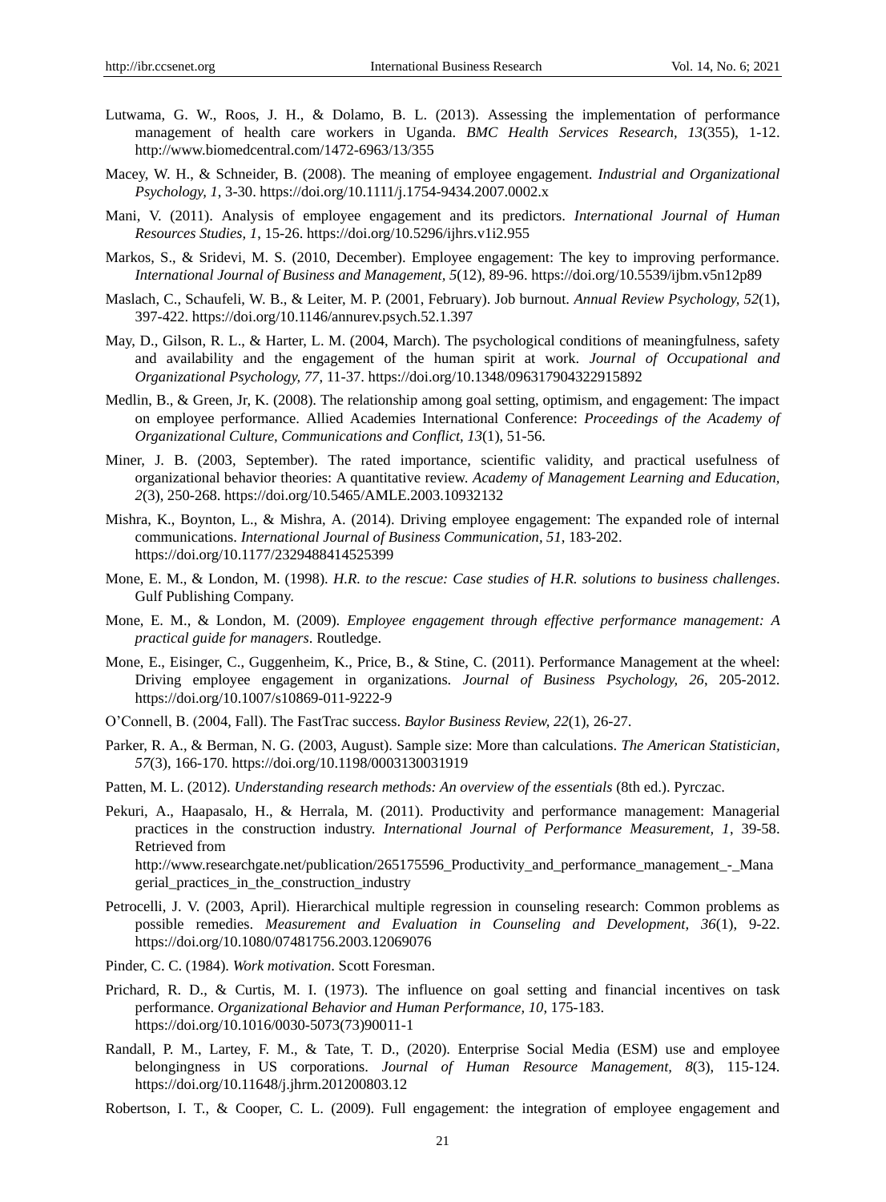Lutwama, G. W., Roos, J. H., & Dolamo, B. L. (2013). Assessing the implementation of performance management of health care workers in Uganda. *BMC Health Services Research, 13*(355), 1-12. http://www.biomedcentral.com/1472-6963/13/355

Macey, W. H., & Schneider, B. (2008). The meaning of employee engagement. *Industrial and Organizational Psychology, 1*, 3-30. https://doi.org/10.1111/j.1754-9434.2007.0002.x

Mani, V. (2011). Analysis of employee engagement and its predictors. *International Journal of Human Resources Studies, 1*, 15-26. https://doi.org/10.5296/ijhrs.v1i2.955

Markos, S., & Sridevi, M. S. (2010, December). Employee engagement: The key to improving performance. *International Journal of Business and Management, 5*(12), 89-96. https://doi.org/10.5539/ijbm.v5n12p89

Maslach, C., Schaufeli, W. B., & Leiter, M. P. (2001, February). Job burnout. *Annual Review Psychology, 52*(1), 397-422. https://doi.org/10.1146/annurev.psych.52.1.397

May, D., Gilson, R. L., & Harter, L. M. (2004, March). The psychological conditions of meaningfulness, safety and availability and the engagement of the human spirit at work. *Journal of Occupational and Organizational Psychology, 77*, 11-37. https://doi.org/10.1348/096317904322915892

Medlin, B., & Green, Jr, K. (2008). The relationship among goal setting, optimism, and engagement: The impact on employee performance. Allied Academies International Conference: *Proceedings of the Academy of Organizational Culture, Communications and Conflict, 13*(1), 51-56.

Miner, J. B. (2003, September). The rated importance, scientific validity, and practical usefulness of organizational behavior theories: A quantitative review. *Academy of Management Learning and Education, 2*(3), 250-268. https://doi.org/10.5465/AMLE.2003.10932132

Mishra, K., Boynton, L., & Mishra, A. (2014). Driving employee engagement: The expanded role of internal communications. *International Journal of Business Communication, 51*, 183-202. https://doi.org/10.1177/2329488414525399

Mone, E. M., & London, M. (1998). *H.R. to the rescue: Case studies of H.R. solutions to business challenges*. Gulf Publishing Company.

Mone, E. M., & London, M. (2009). *Employee engagement through effective performance management: A practical guide for managers*. Routledge.

Mone, E., Eisinger, C., Guggenheim, K., Price, B., & Stine, C. (2011). Performance Management at the wheel: Driving employee engagement in organizations. *Journal of Business Psychology, 26*, 205-2012. https://doi.org/10.1007/s10869-011-9222-9

O'Connell, B. (2004, Fall). The FastTrac success. *Baylor Business Review, 22*(1), 26-27.

Parker, R. A., & Berman, N. G. (2003, August). Sample size: More than calculations. *The American Statistician, 57*(3), 166-170. https://doi.org/10.1198/0003130031919

Patten, M. L. (2012). *Understanding research methods: An overview of the essentials* (8th ed.). Pyrczac.

Pekuri, A., Haapasalo, H., & Herrala, M. (2011). Productivity and performance management: Managerial practices in the construction industry. *International Journal of Performance Measurement, 1*, 39-58. Retrieved from http://www.researchgate.net/publication/265175596_Productivity_and_performance_management_-_Managerial_practices_in_the_construction_industry

Petrocelli, J. V. (2003, April). Hierarchical multiple regression in counseling research: Common problems as possible remedies. *Measurement and Evaluation in Counseling and Development, 36*(1), 9-22. https://doi.org/10.1080/07481756.2003.12069076

Pinder, C. C. (1984). *Work motivation*. Scott Foresman.

Prichard, R. D., & Curtis, M. I. (1973). The influence on goal setting and financial incentives on task performance. *Organizational Behavior and Human Performance, 10*, 175-183. https://doi.org/10.1016/0030-5073(73)90011-1

Randall, P. M., Lartey, F. M., & Tate, T. D., (2020). Enterprise Social Media (ESM) use and employee belongingness in US corporations. *Journal of Human Resource Management, 8*(3), 115-124. https://doi.org/10.11648/j.jhrm.201200803.12

Robertson, I. T., & Cooper, C. L. (2009). Full engagement: the integration of employee engagement and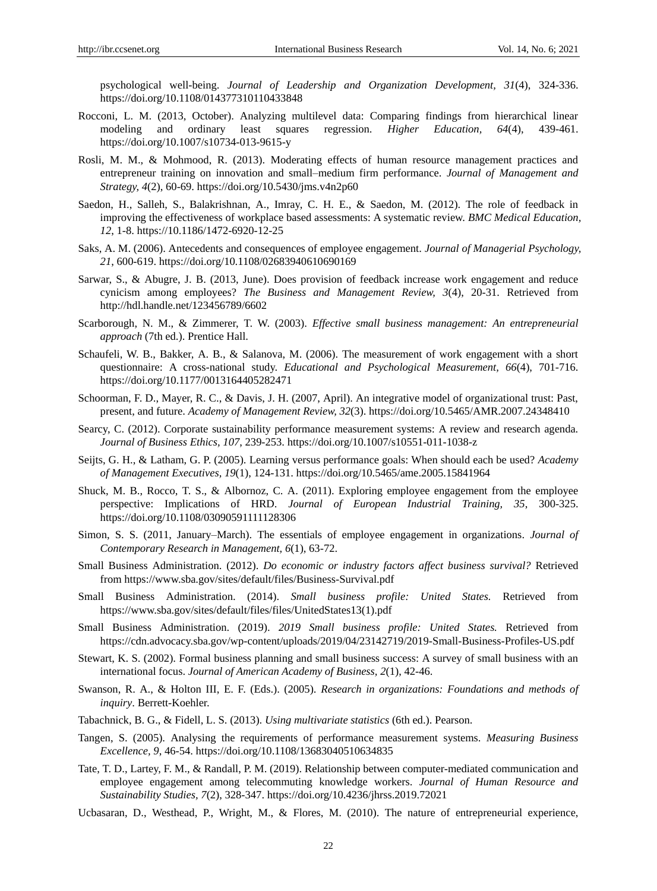psychological well-being. *Journal of Leadership and Organization Development, 31*(4), 324-336. https://doi.org/10.1108/014377310110433848

Rocconi, L. M. (2013, October). Analyzing multilevel data: Comparing findings from hierarchical linear modeling and ordinary least squares regression. *Higher Education, 64*(4), 439-461. https://doi.org/10.1007/s10734-013-9615-y

Rosli, M. M., & Mohmood, R. (2013). Moderating effects of human resource management practices and entrepreneur training on innovation and small–medium firm performance. *Journal of Management and Strategy, 4*(2), 60-69. https://doi.org/10.5430/jms.v4n2p60

Saedon, H., Salleh, S., Balakrishnan, A., Imray, C. H. E., & Saedon, M. (2012). The role of feedback in improving the effectiveness of workplace based assessments: A systematic review. *BMC Medical Education, 12*, 1-8. https://10.1186/1472-6920-12-25

Saks, A. M. (2006). Antecedents and consequences of employee engagement. *Journal of Managerial Psychology, 21*, 600-619. https://doi.org/10.1108/02683940610690169

Sarwar, S., & Abugre, J. B. (2013, June). Does provision of feedback increase work engagement and reduce cynicism among employees? *The Business and Management Review, 3*(4), 20-31. Retrieved from http://hdl.handle.net/123456789/6602

Scarborough, N. M., & Zimmerer, T. W. (2003). *Effective small business management: An entrepreneurial approach* (7th ed.). Prentice Hall.

Schaufeli, W. B., Bakker, A. B., & Salanova, M. (2006). The measurement of work engagement with a short questionnaire: A cross-national study. *Educational and Psychological Measurement, 66*(4), 701-716. https://doi.org/10.1177/0013164405282471

Schoorman, F. D., Mayer, R. C., & Davis, J. H. (2007, April). An integrative model of organizational trust: Past, present, and future. *Academy of Management Review, 32*(3). https://doi.org/10.5465/AMR.2007.24348410

Searcy, C. (2012). Corporate sustainability performance measurement systems: A review and research agenda. *Journal of Business Ethics, 107*, 239-253. https://doi.org/10.1007/s10551-011-1038-z

Seijts, G. H., & Latham, G. P. (2005). Learning versus performance goals: When should each be used? *Academy of Management Executives, 19*(1), 124-131. https://doi.org/10.5465/ame.2005.15841964

Shuck, M. B., Rocco, T. S., & Albornoz, C. A. (2011). Exploring employee engagement from the employee perspective: Implications of HRD. *Journal of European Industrial Training, 35*, 300-325. https://doi.org/10.1108/03090591111128306

Simon, S. S. (2011, January–March). The essentials of employee engagement in organizations. *Journal of Contemporary Research in Management, 6*(1), 63-72.

Small Business Administration. (2012). *Do economic or industry factors affect business survival?* Retrieved from https://www.sba.gov/sites/default/files/Business-Survival.pdf

Small Business Administration. (2014). *Small business profile: United States.* Retrieved from https://www.sba.gov/sites/default/files/files/UnitedStates13(1).pdf

Small Business Administration. (2019). *2019 Small business profile: United States.* Retrieved from https://cdn.advocacy.sba.gov/wp-content/uploads/2019/04/23142719/2019-Small-Business-Profiles-US.pdf

Stewart, K. S. (2002). Formal business planning and small business success: A survey of small business with an international focus. *Journal of American Academy of Business, 2*(1), 42-46.

Swanson, R. A., & Holton III, E. F. (Eds.). (2005). *Research in organizations: Foundations and methods of inquiry*. Berrett-Koehler.

Tabachnick, B. G., & Fidell, L. S. (2013). *Using multivariate statistics* (6th ed.). Pearson.

Tangen, S. (2005). Analysing the requirements of performance measurement systems. *Measuring Business Excellence, 9*, 46-54. https://doi.org/10.1108/13683040510634835

Tate, T. D., Lartey, F. M., & Randall, P. M. (2019). Relationship between computer-mediated communication and employee engagement among telecommuting knowledge workers. *Journal of Human Resource and Sustainability Studies, 7*(2), 328-347. https://doi.org/10.4236/jhrss.2019.72021

Ucbasaran, D., Westhead, P., Wright, M., & Flores, M. (2010). The nature of entrepreneurial experience,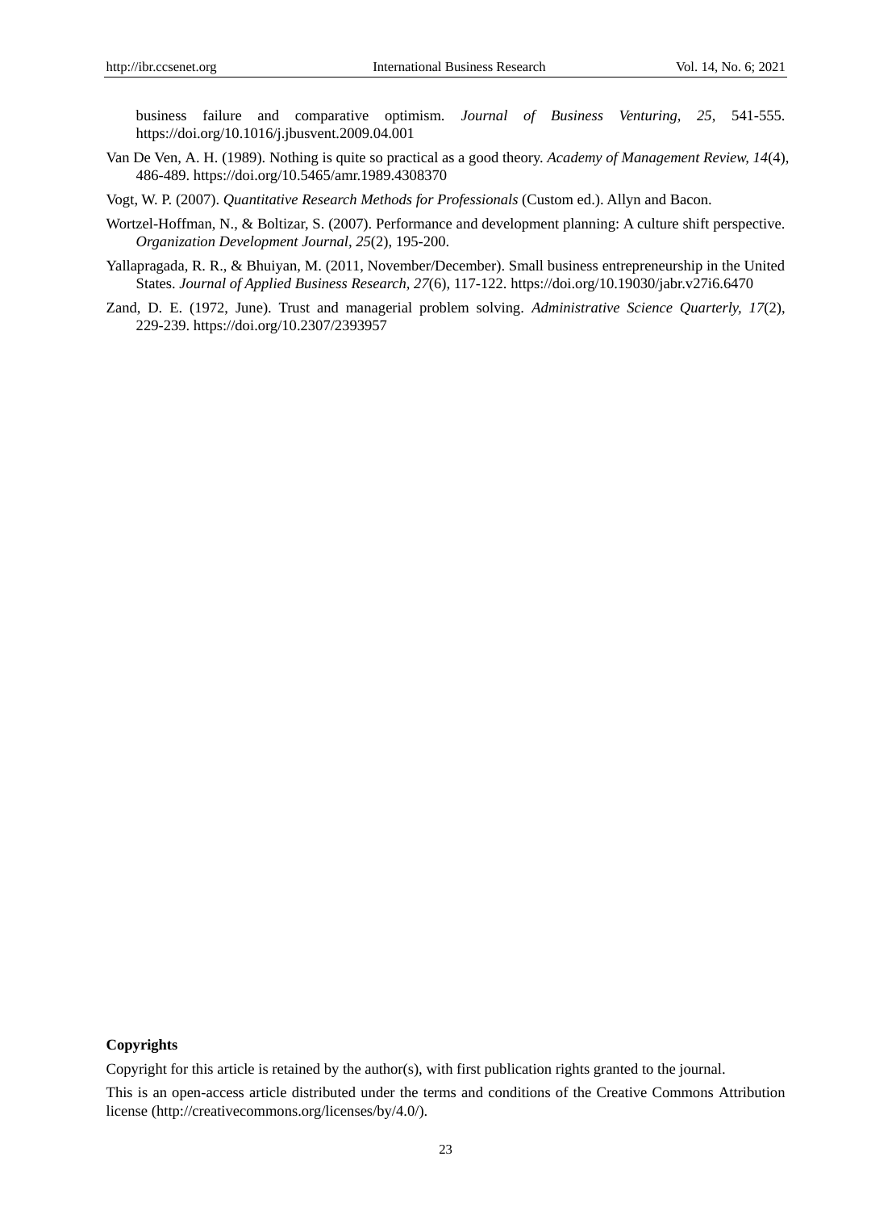business failure and comparative optimism. *Journal of Business Venturing, 25*, 541-555. https://doi.org/10.1016/j.jbusvent.2009.04.001

Van De Ven, A. H. (1989). Nothing is quite so practical as a good theory. *Academy of Management Review, 14*(4), 486-489. https://doi.org/10.5465/amr.1989.4308370

Vogt, W. P. (2007). *Quantitative Research Methods for Professionals* (Custom ed.). Allyn and Bacon.

Wortzel-Hoffman, N., & Boltizar, S. (2007). Performance and development planning: A culture shift perspective. *Organization Development Journal, 25*(2), 195-200.

Yallapragada, R. R., & Bhuiyan, M. (2011, November/December). Small business entrepreneurship in the United States. *Journal of Applied Business Research, 27*(6), 117-122. https://doi.org/10.19030/jabr.v27i6.6470

Zand, D. E. (1972, June). Trust and managerial problem solving. *Administrative Science Quarterly, 17*(2), 229-239. https://doi.org/10.2307/2393957

**Copyrights**

Copyright for this article is retained by the author(s), with first publication rights granted to the journal.

This is an open-access article distributed under the terms and conditions of the Creative Commons Attribution license (http://creativecommons.org/licenses/by/4.0/).